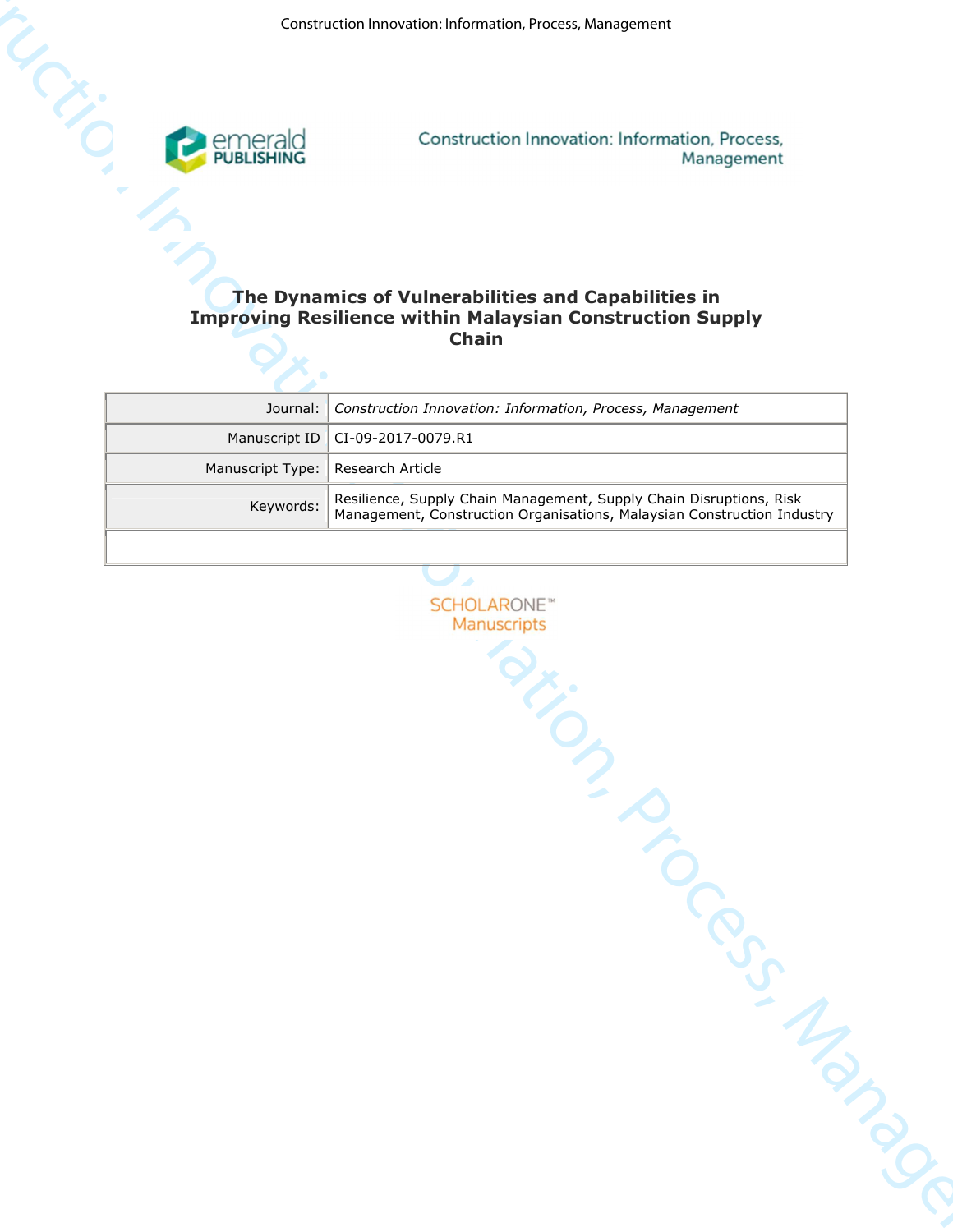# The Dynamics of Vulnerabilities and Capabilities in Improving Resilience within Malaysian Construction Supply Chain

| | |
|---|---|
| Journal: | *Construction Innovation: Information, Process, Management* |
| Manuscript ID | CI-09-2017-0079.R1 |
| Manuscript Type: | Research Article |
| Keywords: | Resilience, Supply Chain Management, Supply Chain Disruptions, Risk Management, Construction Organisations, Malaysian Construction Industry |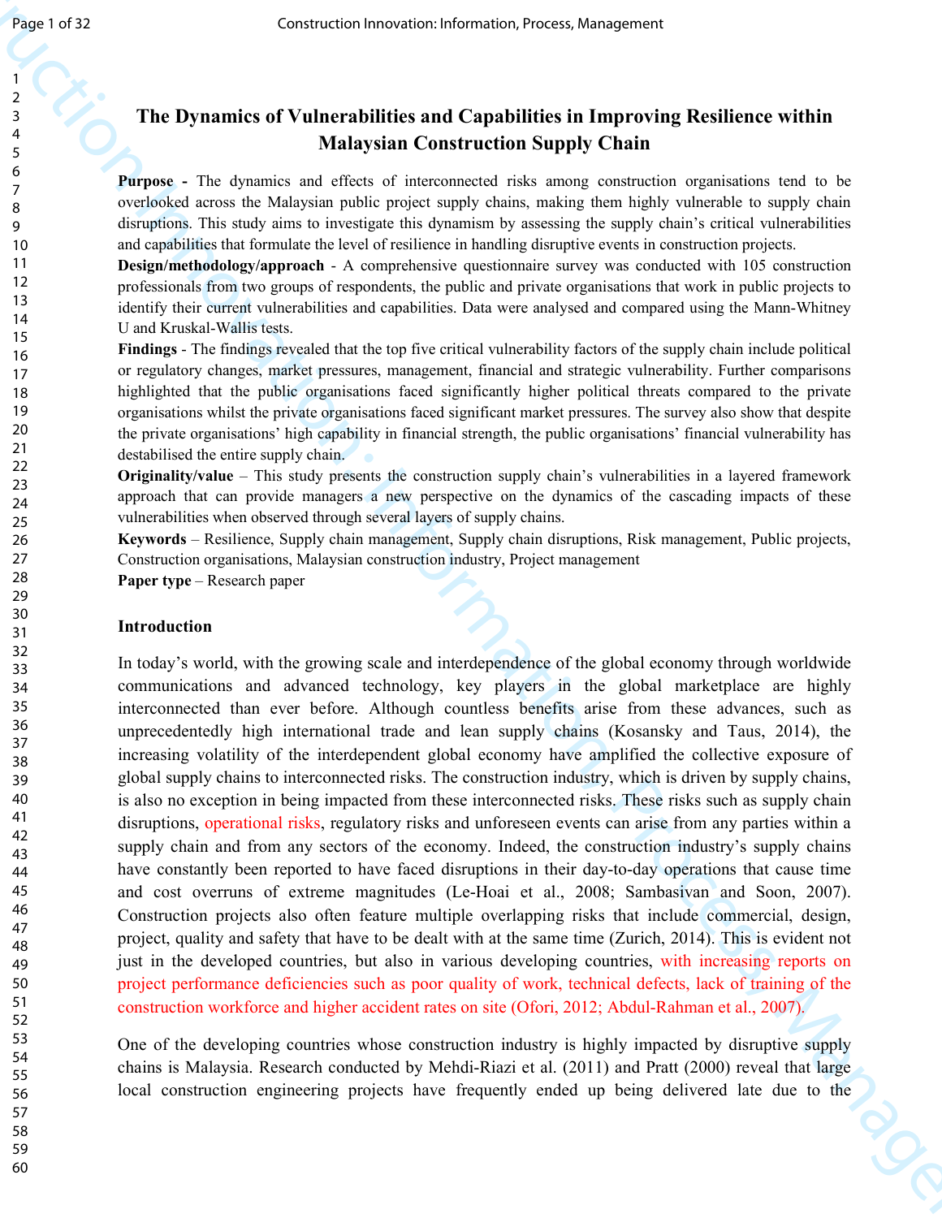# The Dynamics of Vulnerabilities and Capabilities in Improving Resilience within Malaysian Construction Supply Chain

**Purpose -** The dynamics and effects of interconnected risks among construction organisations tend to be overlooked across the Malaysian public project supply chains, making them highly vulnerable to supply chain disruptions. This study aims to investigate this dynamism by assessing the supply chain's critical vulnerabilities and capabilities that formulate the level of resilience in handling disruptive events in construction projects.

**Design/methodology/approach** - A comprehensive questionnaire survey was conducted with 105 construction professionals from two groups of respondents, the public and private organisations that work in public projects to identify their current vulnerabilities and capabilities. Data were analysed and compared using the Mann-Whitney U and Kruskal-Wallis tests.

**Findings** - The findings revealed that the top five critical vulnerability factors of the supply chain include political or regulatory changes, market pressures, management, financial and strategic vulnerability. Further comparisons highlighted that the public organisations faced significantly higher political threats compared to the private organisations whilst the private organisations faced significant market pressures. The survey also show that despite the private organisations' high capability in financial strength, the public organisations' financial vulnerability has destabilised the entire supply chain.

**Originality/value** – This study presents the construction supply chain's vulnerabilities in a layered framework approach that can provide managers a new perspective on the dynamics of the cascading impacts of these vulnerabilities when observed through several layers of supply chains.

**Keywords** – Resilience, Supply chain management, Supply chain disruptions, Risk management, Public projects, Construction organisations, Malaysian construction industry, Project management

**Paper type** – Research paper

## Introduction

In today's world, with the growing scale and interdependence of the global economy through worldwide communications and advanced technology, key players in the global marketplace are highly interconnected than ever before. Although countless benefits arise from these advances, such as unprecedentedly high international trade and lean supply chains (Kosansky and Taus, 2014), the increasing volatility of the interdependent global economy have amplified the collective exposure of global supply chains to interconnected risks. The construction industry, which is driven by supply chains, is also no exception in being impacted from these interconnected risks. These risks such as supply chain disruptions, operational risks, regulatory risks and unforeseen events can arise from any parties within a supply chain and from any sectors of the economy. Indeed, the construction industry's supply chains have constantly been reported to have faced disruptions in their day-to-day operations that cause time and cost overruns of extreme magnitudes (Le-Hoai et al., 2008; Sambasivan and Soon, 2007). Construction projects also often feature multiple overlapping risks that include commercial, design, project, quality and safety that have to be dealt with at the same time (Zurich, 2014). This is evident not just in the developed countries, but also in various developing countries, with increasing reports on project performance deficiencies such as poor quality of work, technical defects, lack of training of the construction workforce and higher accident rates on site (Ofori, 2012; Abdul-Rahman et al., 2007).

One of the developing countries whose construction industry is highly impacted by disruptive supply chains is Malaysia. Research conducted by Mehdi-Riazi et al. (2011) and Pratt (2000) reveal that large local construction engineering projects have frequently ended up being delivered late due to the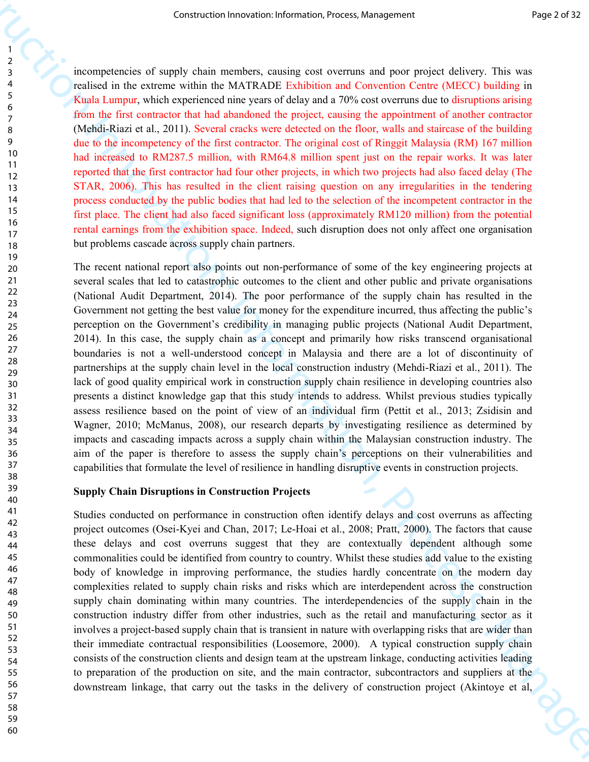incompetencies of supply chain members, causing cost overruns and poor project delivery. This was realised in the extreme within the MATRADE Exhibition and Convention Centre (MECC) building in Kuala Lumpur, which experienced nine years of delay and a 70% cost overruns due to disruptions arising from the first contractor that had abandoned the project, causing the appointment of another contractor (Mehdi-Riazi et al., 2011). Several cracks were detected on the floor, walls and staircase of the building due to the incompetency of the first contractor. The original cost of Ringgit Malaysia (RM) 167 million had increased to RM287.5 million, with RM64.8 million spent just on the repair works. It was later reported that the first contractor had four other projects, in which two projects had also faced delay (The STAR, 2006). This has resulted in the client raising question on any irregularities in the tendering process conducted by the public bodies that had led to the selection of the incompetent contractor in the first place. The client had also faced significant loss (approximately RM120 million) from the potential rental earnings from the exhibition space. Indeed, such disruption does not only affect one organisation but problems cascade across supply chain partners.

The recent national report also points out non-performance of some of the key engineering projects at several scales that led to catastrophic outcomes to the client and other public and private organisations (National Audit Department, 2014). The poor performance of the supply chain has resulted in the Government not getting the best value for money for the expenditure incurred, thus affecting the public's perception on the Government's credibility in managing public projects (National Audit Department, 2014). In this case, the supply chain as a concept and primarily how risks transcend organisational boundaries is not a well-understood concept in Malaysia and there are a lot of discontinuity of partnerships at the supply chain level in the local construction industry (Mehdi-Riazi et al., 2011). The lack of good quality empirical work in construction supply chain resilience in developing countries also presents a distinct knowledge gap that this study intends to address. Whilst previous studies typically assess resilience based on the point of view of an individual firm (Pettit et al., 2013; Zsidisin and Wagner, 2010; McManus, 2008), our research departs by investigating resilience as determined by impacts and cascading impacts across a supply chain within the Malaysian construction industry. The aim of the paper is therefore to assess the supply chain's perceptions on their vulnerabilities and capabilities that formulate the level of resilience in handling disruptive events in construction projects.

## Supply Chain Disruptions in Construction Projects

Studies conducted on performance in construction often identify delays and cost overruns as affecting project outcomes (Osei-Kyei and Chan, 2017; Le-Hoai et al., 2008; Pratt, 2000). The factors that cause these delays and cost overruns suggest that they are contextually dependent although some commonalities could be identified from country to country. Whilst these studies add value to the existing body of knowledge in improving performance, the studies hardly concentrate on the modern day complexities related to supply chain risks and risks which are interdependent across the construction supply chain dominating within many countries. The interdependencies of the supply chain in the construction industry differ from other industries, such as the retail and manufacturing sector as it involves a project-based supply chain that is transient in nature with overlapping risks that are wider than their immediate contractual responsibilities (Loosemore, 2000). A typical construction supply chain consists of the construction clients and design team at the upstream linkage, conducting activities leading to preparation of the production on site, and the main contractor, subcontractors and suppliers at the downstream linkage, that carry out the tasks in the delivery of construction project (Akintoye et al,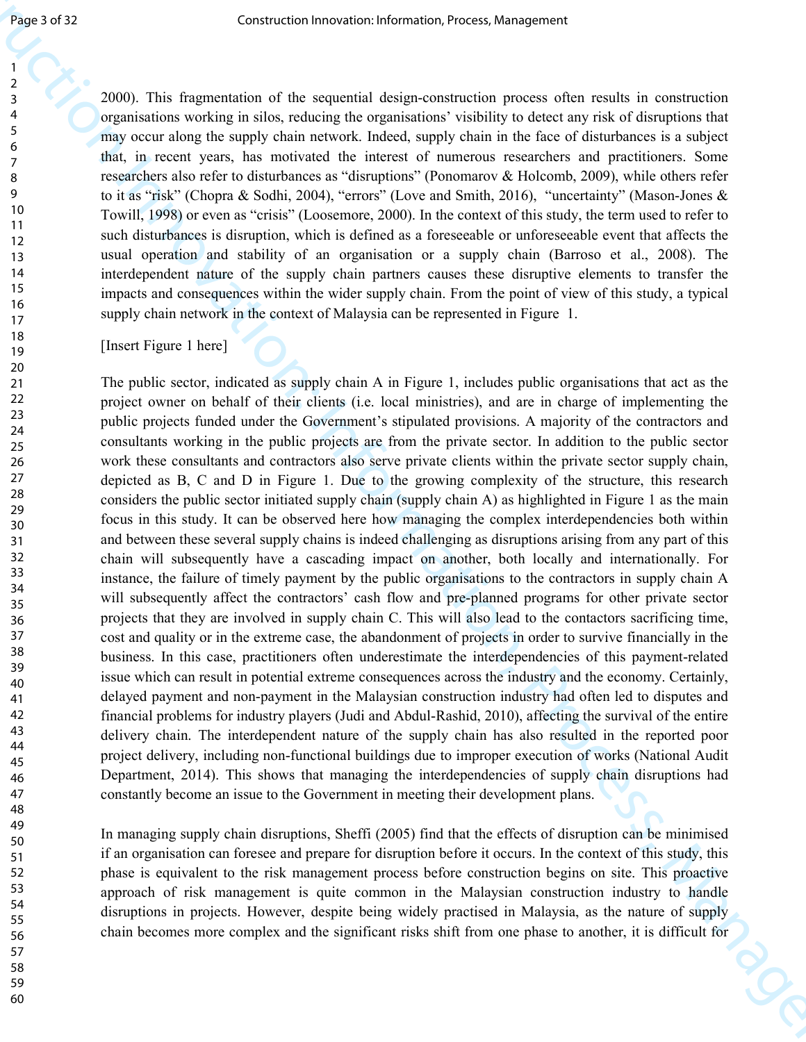2000). This fragmentation of the sequential design-construction process often results in construction organisations working in silos, reducing the organisations' visibility to detect any risk of disruptions that may occur along the supply chain network. Indeed, supply chain in the face of disturbances is a subject that, in recent years, has motivated the interest of numerous researchers and practitioners. Some researchers also refer to disturbances as "disruptions" (Ponomarov & Holcomb, 2009), while others refer to it as "risk" (Chopra & Sodhi, 2004), "errors" (Love and Smith, 2016), "uncertainty" (Mason-Jones & Towill, 1998) or even as "crisis" (Loosemore, 2000). In the context of this study, the term used to refer to such disturbances is disruption, which is defined as a foreseeable or unforeseeable event that affects the usual operation and stability of an organisation or a supply chain (Barroso et al., 2008). The interdependent nature of the supply chain partners causes these disruptive elements to transfer the impacts and consequences within the wider supply chain. From the point of view of this study, a typical supply chain network in the context of Malaysia can be represented in Figure 1.

[Insert Figure 1 here]

The public sector, indicated as supply chain A in Figure 1, includes public organisations that act as the project owner on behalf of their clients (i.e. local ministries), and are in charge of implementing the public projects funded under the Government's stipulated provisions. A majority of the contractors and consultants working in the public projects are from the private sector. In addition to the public sector work these consultants and contractors also serve private clients within the private sector supply chain, depicted as B, C and D in Figure 1. Due to the growing complexity of the structure, this research considers the public sector initiated supply chain (supply chain A) as highlighted in Figure 1 as the main focus in this study. It can be observed here how managing the complex interdependencies both within and between these several supply chains is indeed challenging as disruptions arising from any part of this chain will subsequently have a cascading impact on another, both locally and internationally. For instance, the failure of timely payment by the public organisations to the contractors in supply chain A will subsequently affect the contractors' cash flow and pre-planned programs for other private sector projects that they are involved in supply chain C. This will also lead to the contactors sacrificing time, cost and quality or in the extreme case, the abandonment of projects in order to survive financially in the business. In this case, practitioners often underestimate the interdependencies of this payment-related issue which can result in potential extreme consequences across the industry and the economy. Certainly, delayed payment and non-payment in the Malaysian construction industry had often led to disputes and financial problems for industry players (Judi and Abdul-Rashid, 2010), affecting the survival of the entire delivery chain. The interdependent nature of the supply chain has also resulted in the reported poor project delivery, including non-functional buildings due to improper execution of works (National Audit Department, 2014). This shows that managing the interdependencies of supply chain disruptions had constantly become an issue to the Government in meeting their development plans.

In managing supply chain disruptions, Sheffi (2005) find that the effects of disruption can be minimised if an organisation can foresee and prepare for disruption before it occurs. In the context of this study, this phase is equivalent to the risk management process before construction begins on site. This proactive approach of risk management is quite common in the Malaysian construction industry to handle disruptions in projects. However, despite being widely practised in Malaysia, as the nature of supply chain becomes more complex and the significant risks shift from one phase to another, it is difficult for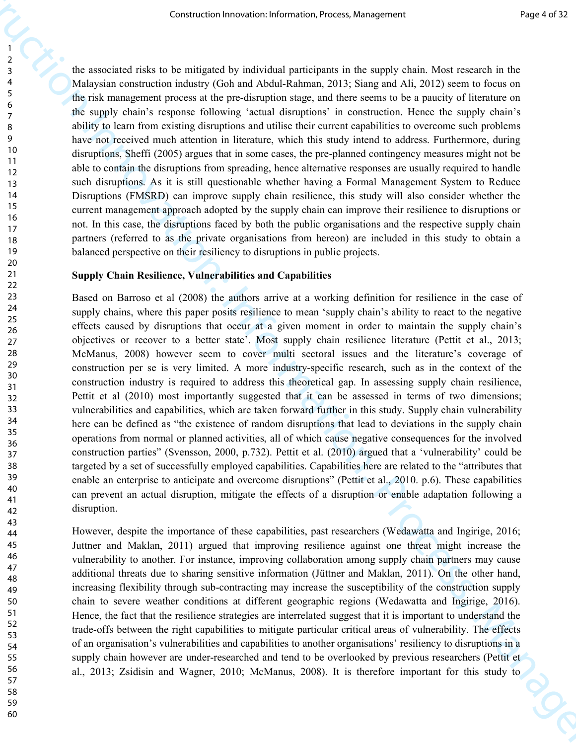the associated risks to be mitigated by individual participants in the supply chain. Most research in the Malaysian construction industry (Goh and Abdul-Rahman, 2013; Siang and Ali, 2012) seem to focus on the risk management process at the pre-disruption stage, and there seems to be a paucity of literature on the supply chain's response following 'actual disruptions' in construction. Hence the supply chain's ability to learn from existing disruptions and utilise their current capabilities to overcome such problems have not received much attention in literature, which this study intend to address. Furthermore, during disruptions, Sheffi (2005) argues that in some cases, the pre-planned contingency measures might not be able to contain the disruptions from spreading, hence alternative responses are usually required to handle such disruptions. As it is still questionable whether having a Formal Management System to Reduce Disruptions (FMSRD) can improve supply chain resilience, this study will also consider whether the current management approach adopted by the supply chain can improve their resilience to disruptions or not. In this case, the disruptions faced by both the public organisations and the respective supply chain partners (referred to as the private organisations from hereon) are included in this study to obtain a balanced perspective on their resiliency to disruptions in public projects.

## Supply Chain Resilience, Vulnerabilities and Capabilities

Based on Barroso et al (2008) the authors arrive at a working definition for resilience in the case of supply chains, where this paper posits resilience to mean 'supply chain's ability to react to the negative effects caused by disruptions that occur at a given moment in order to maintain the supply chain's objectives or recover to a better state'. Most supply chain resilience literature (Pettit et al., 2013; McManus, 2008) however seem to cover multi sectoral issues and the literature's coverage of construction per se is very limited. A more industry-specific research, such as in the context of the construction industry is required to address this theoretical gap. In assessing supply chain resilience, Pettit et al (2010) most importantly suggested that it can be assessed in terms of two dimensions; vulnerabilities and capabilities, which are taken forward further in this study. Supply chain vulnerability here can be defined as "the existence of random disruptions that lead to deviations in the supply chain operations from normal or planned activities, all of which cause negative consequences for the involved construction parties" (Svensson, 2000, p.732). Pettit et al. (2010) argued that a 'vulnerability' could be targeted by a set of successfully employed capabilities. Capabilities here are related to the "attributes that enable an enterprise to anticipate and overcome disruptions" (Pettit et al., 2010. p.6). These capabilities can prevent an actual disruption, mitigate the effects of a disruption or enable adaptation following a disruption.

However, despite the importance of these capabilities, past researchers (Wedawatta and Ingirige, 2016; Juttner and Maklan, 2011) argued that improving resilience against one threat might increase the vulnerability to another. For instance, improving collaboration among supply chain partners may cause additional threats due to sharing sensitive information (Jüttner and Maklan, 2011). On the other hand, increasing flexibility through sub-contracting may increase the susceptibility of the construction supply chain to severe weather conditions at different geographic regions (Wedawatta and Ingirige, 2016). Hence, the fact that the resilience strategies are interrelated suggest that it is important to understand the trade-offs between the right capabilities to mitigate particular critical areas of vulnerability. The effects of an organisation's vulnerabilities and capabilities to another organisations' resiliency to disruptions in a supply chain however are under-researched and tend to be overlooked by previous researchers (Pettit et al., 2013; Zsidisin and Wagner, 2010; McManus, 2008). It is therefore important for this study to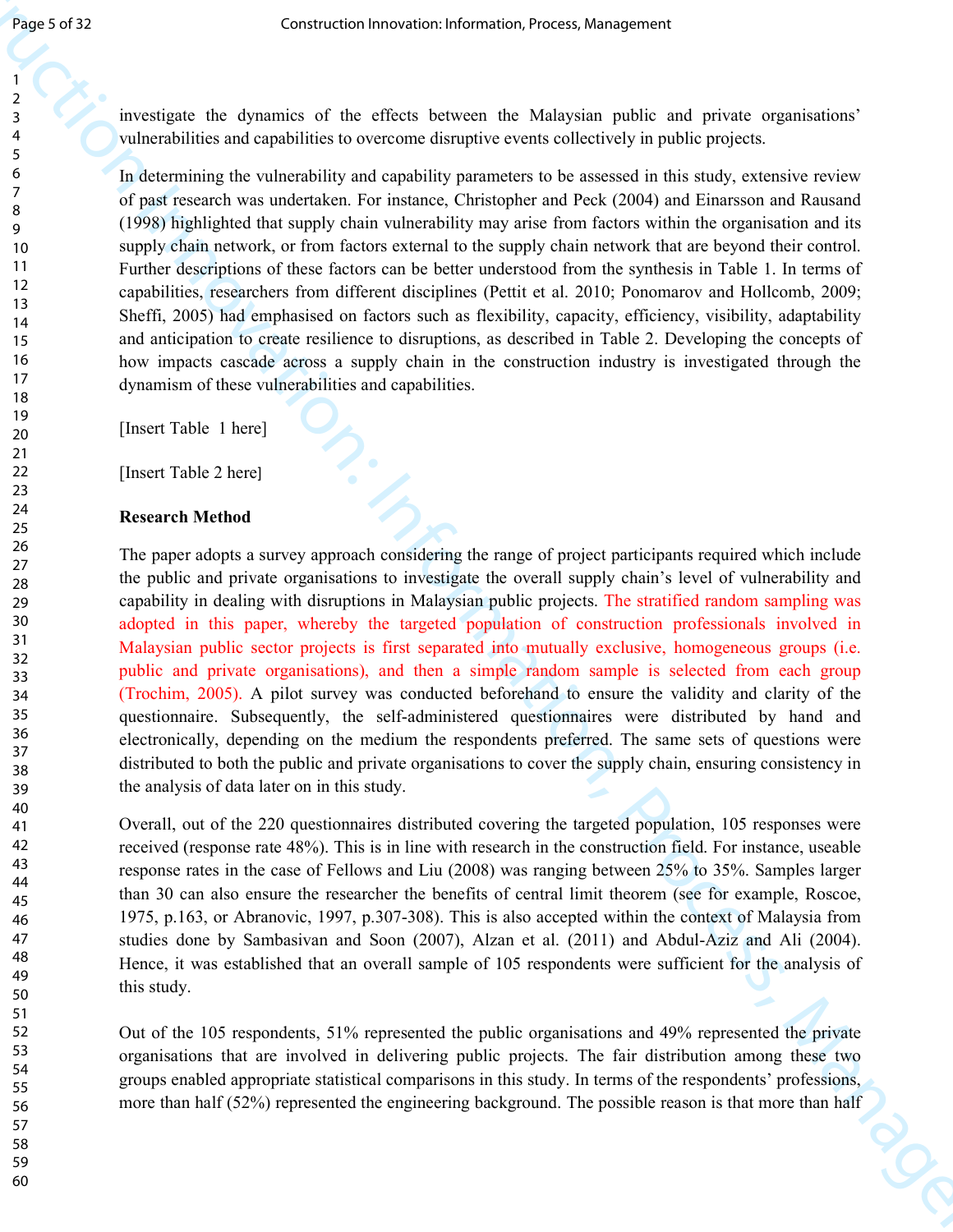investigate the dynamics of the effects between the Malaysian public and private organisations' vulnerabilities and capabilities to overcome disruptive events collectively in public projects.

In determining the vulnerability and capability parameters to be assessed in this study, extensive review of past research was undertaken. For instance, Christopher and Peck (2004) and Einarsson and Rausand (1998) highlighted that supply chain vulnerability may arise from factors within the organisation and its supply chain network, or from factors external to the supply chain network that are beyond their control. Further descriptions of these factors can be better understood from the synthesis in Table 1. In terms of capabilities, researchers from different disciplines (Pettit et al. 2010; Ponomarov and Hollcomb, 2009; Sheffi, 2005) had emphasised on factors such as flexibility, capacity, efficiency, visibility, adaptability and anticipation to create resilience to disruptions, as described in Table 2. Developing the concepts of how impacts cascade across a supply chain in the construction industry is investigated through the dynamism of these vulnerabilities and capabilities.

[Insert Table 1 here]

[Insert Table 2 here]

**Research Method**

The paper adopts a survey approach considering the range of project participants required which include the public and private organisations to investigate the overall supply chain's level of vulnerability and capability in dealing with disruptions in Malaysian public projects. The stratified random sampling was adopted in this paper, whereby the targeted population of construction professionals involved in Malaysian public sector projects is first separated into mutually exclusive, homogeneous groups (i.e. public and private organisations), and then a simple random sample is selected from each group (Trochim, 2005). A pilot survey was conducted beforehand to ensure the validity and clarity of the questionnaire. Subsequently, the self-administered questionnaires were distributed by hand and electronically, depending on the medium the respondents preferred. The same sets of questions were distributed to both the public and private organisations to cover the supply chain, ensuring consistency in the analysis of data later on in this study.

Overall, out of the 220 questionnaires distributed covering the targeted population, 105 responses were received (response rate 48%). This is in line with research in the construction field. For instance, useable response rates in the case of Fellows and Liu (2008) was ranging between 25% to 35%. Samples larger than 30 can also ensure the researcher the benefits of central limit theorem (see for example, Roscoe, 1975, p.163, or Abranovic, 1997, p.307-308). This is also accepted within the context of Malaysia from studies done by Sambasivan and Soon (2007), Alzan et al. (2011) and Abdul-Aziz and Ali (2004). Hence, it was established that an overall sample of 105 respondents were sufficient for the analysis of this study.

Out of the 105 respondents, 51% represented the public organisations and 49% represented the private organisations that are involved in delivering public projects. The fair distribution among these two groups enabled appropriate statistical comparisons in this study. In terms of the respondents' professions, more than half (52%) represented the engineering background. The possible reason is that more than half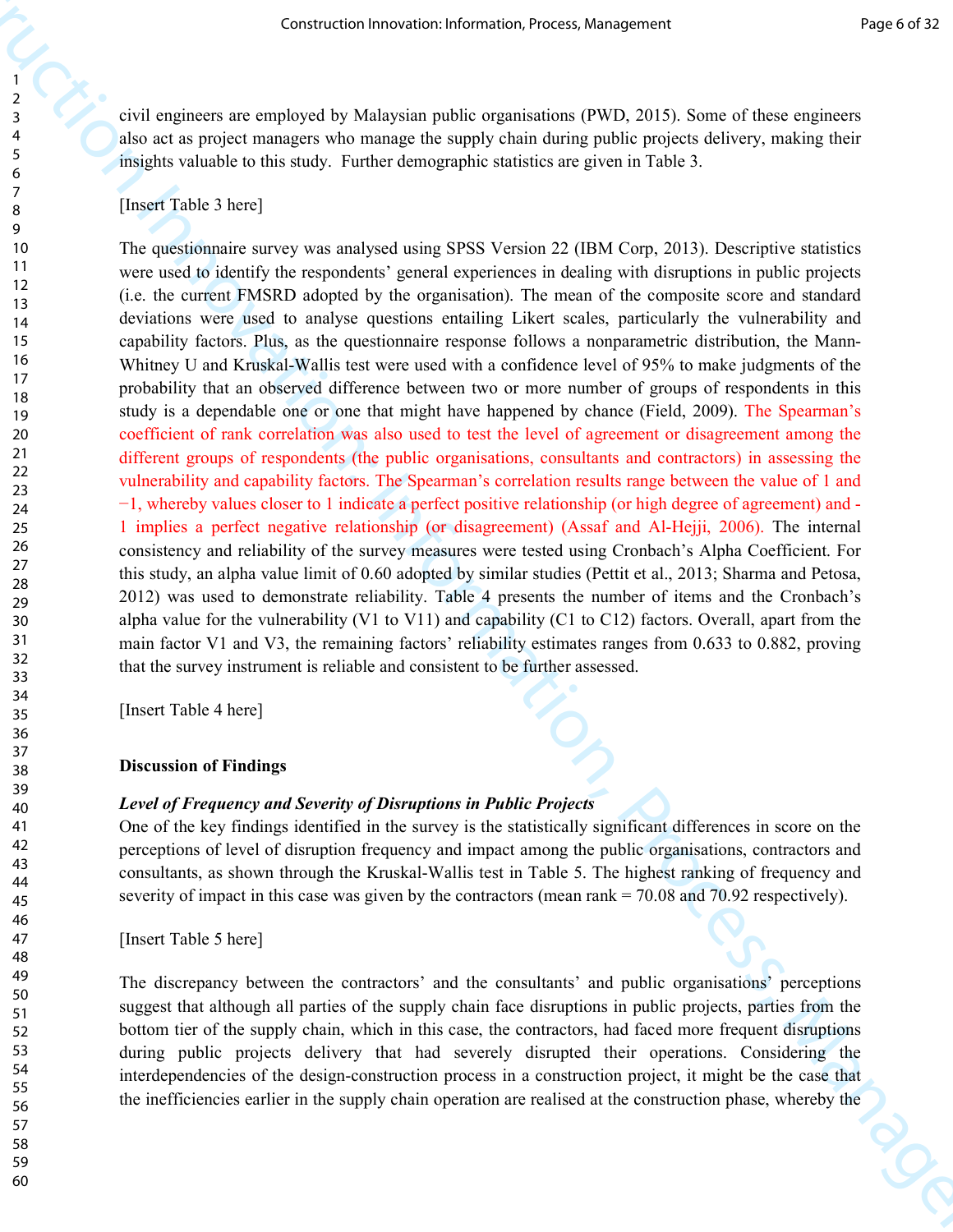civil engineers are employed by Malaysian public organisations (PWD, 2015). Some of these engineers also act as project managers who manage the supply chain during public projects delivery, making their insights valuable to this study. Further demographic statistics are given in Table 3.

[Insert Table 3 here]

The questionnaire survey was analysed using SPSS Version 22 (IBM Corp, 2013). Descriptive statistics were used to identify the respondents' general experiences in dealing with disruptions in public projects (i.e. the current FMSRD adopted by the organisation). The mean of the composite score and standard deviations were used to analyse questions entailing Likert scales, particularly the vulnerability and capability factors. Plus, as the questionnaire response follows a nonparametric distribution, the Mann-Whitney U and Kruskal-Wallis test were used with a confidence level of 95% to make judgments of the probability that an observed difference between two or more number of groups of respondents in this study is a dependable one or one that might have happened by chance (Field, 2009). The Spearman's coefficient of rank correlation was also used to test the level of agreement or disagreement among the different groups of respondents (the public organisations, consultants and contractors) in assessing the vulnerability and capability factors. The Spearman's correlation results range between the value of 1 and −1, whereby values closer to 1 indicate a perfect positive relationship (or high degree of agreement) and -1 implies a perfect negative relationship (or disagreement) (Assaf and Al-Hejji, 2006). The internal consistency and reliability of the survey measures were tested using Cronbach's Alpha Coefficient. For this study, an alpha value limit of 0.60 adopted by similar studies (Pettit et al., 2013; Sharma and Petosa, 2012) was used to demonstrate reliability. Table 4 presents the number of items and the Cronbach's alpha value for the vulnerability (V1 to V11) and capability (C1 to C12) factors. Overall, apart from the main factor V1 and V3, the remaining factors' reliability estimates ranges from 0.633 to 0.882, proving that the survey instrument is reliable and consistent to be further assessed.

[Insert Table 4 here]

## Discussion of Findings

### *Level of Frequency and Severity of Disruptions in Public Projects*

One of the key findings identified in the survey is the statistically significant differences in score on the perceptions of level of disruption frequency and impact among the public organisations, contractors and consultants, as shown through the Kruskal-Wallis test in Table 5. The highest ranking of frequency and severity of impact in this case was given by the contractors (mean rank = 70.08 and 70.92 respectively).

[Insert Table 5 here]

The discrepancy between the contractors' and the consultants' and public organisations' perceptions suggest that although all parties of the supply chain face disruptions in public projects, parties from the bottom tier of the supply chain, which in this case, the contractors, had faced more frequent disruptions during public projects delivery that had severely disrupted their operations. Considering the interdependencies of the design-construction process in a construction project, it might be the case that the inefficiencies earlier in the supply chain operation are realised at the construction phase, whereby the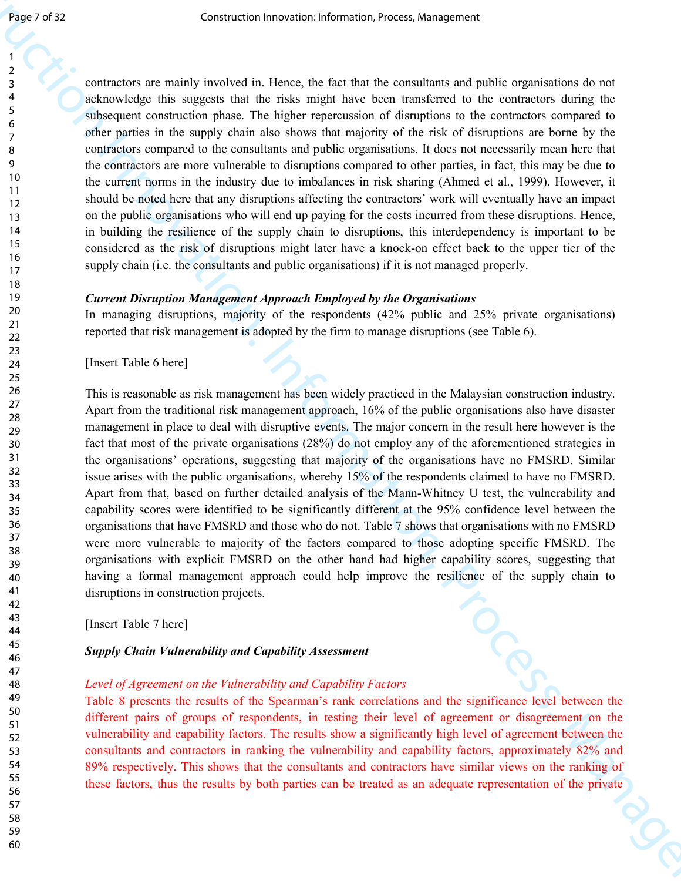contractors are mainly involved in. Hence, the fact that the consultants and public organisations do not acknowledge this suggests that the risks might have been transferred to the contractors during the subsequent construction phase. The higher repercussion of disruptions to the contractors compared to other parties in the supply chain also shows that majority of the risk of disruptions are borne by the contractors compared to the consultants and public organisations. It does not necessarily mean here that the contractors are more vulnerable to disruptions compared to other parties, in fact, this may be due to the current norms in the industry due to imbalances in risk sharing (Ahmed et al., 1999). However, it should be noted here that any disruptions affecting the contractors' work will eventually have an impact on the public organisations who will end up paying for the costs incurred from these disruptions. Hence, in building the resilience of the supply chain to disruptions, this interdependency is important to be considered as the risk of disruptions might later have a knock-on effect back to the upper tier of the supply chain (i.e. the consultants and public organisations) if it is not managed properly.

***Current Disruption Management Approach Employed by the Organisations***

In managing disruptions, majority of the respondents (42% public and 25% private organisations) reported that risk management is adopted by the firm to manage disruptions (see Table 6).

[Insert Table 6 here]

This is reasonable as risk management has been widely practiced in the Malaysian construction industry. Apart from the traditional risk management approach, 16% of the public organisations also have disaster management in place to deal with disruptive events. The major concern in the result here however is the fact that most of the private organisations (28%) do not employ any of the aforementioned strategies in the organisations' operations, suggesting that majority of the organisations have no FMSRD. Similar issue arises with the public organisations, whereby 15% of the respondents claimed to have no FMSRD. Apart from that, based on further detailed analysis of the Mann-Whitney U test, the vulnerability and capability scores were identified to be significantly different at the 95% confidence level between the organisations that have FMSRD and those who do not. Table 7 shows that organisations with no FMSRD were more vulnerable to majority of the factors compared to those adopting specific FMSRD. The organisations with explicit FMSRD on the other hand had higher capability scores, suggesting that having a formal management approach could help improve the resilience of the supply chain to disruptions in construction projects.

[Insert Table 7 here]

***Supply Chain Vulnerability and Capability Assessment***

*Level of Agreement on the Vulnerability and Capability Factors*

Table 8 presents the results of the Spearman's rank correlations and the significance level between the different pairs of groups of respondents, in testing their level of agreement or disagreement on the vulnerability and capability factors. The results show a significantly high level of agreement between the consultants and contractors in ranking the vulnerability and capability factors, approximately 82% and 89% respectively. This shows that the consultants and contractors have similar views on the ranking of these factors, thus the results by both parties can be treated as an adequate representation of the private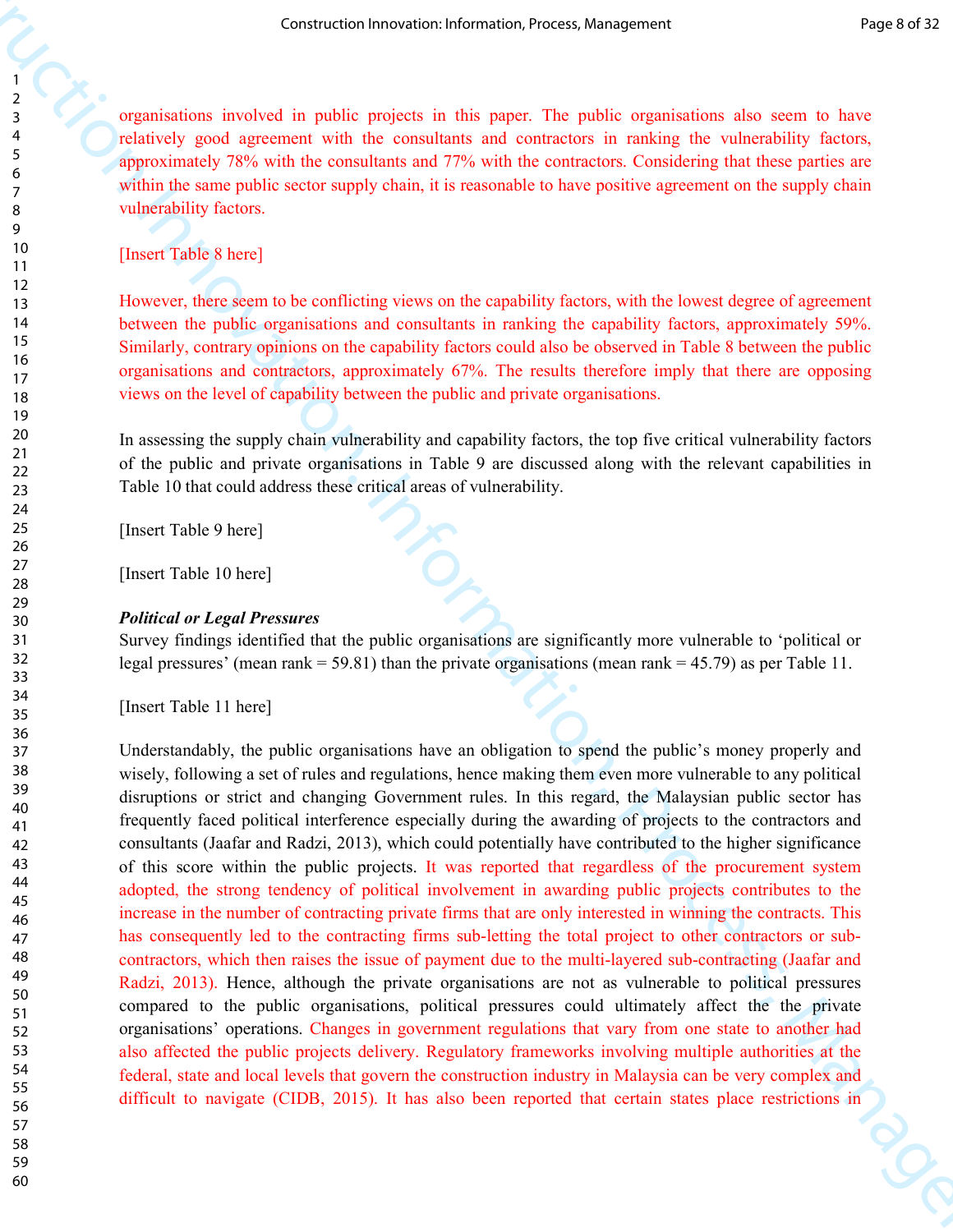organisations involved in public projects in this paper. The public organisations also seem to have relatively good agreement with the consultants and contractors in ranking the vulnerability factors, approximately 78% with the consultants and 77% with the contractors. Considering that these parties are within the same public sector supply chain, it is reasonable to have positive agreement on the supply chain vulnerability factors.

[Insert Table 8 here]

However, there seem to be conflicting views on the capability factors, with the lowest degree of agreement between the public organisations and consultants in ranking the capability factors, approximately 59%. Similarly, contrary opinions on the capability factors could also be observed in Table 8 between the public organisations and contractors, approximately 67%. The results therefore imply that there are opposing views on the level of capability between the public and private organisations.

In assessing the supply chain vulnerability and capability factors, the top five critical vulnerability factors of the public and private organisations in Table 9 are discussed along with the relevant capabilities in Table 10 that could address these critical areas of vulnerability.

[Insert Table 9 here]

[Insert Table 10 here]

***Political or Legal Pressures***

Survey findings identified that the public organisations are significantly more vulnerable to 'political or legal pressures' (mean rank = 59.81) than the private organisations (mean rank = 45.79) as per Table 11.

[Insert Table 11 here]

Understandably, the public organisations have an obligation to spend the public's money properly and wisely, following a set of rules and regulations, hence making them even more vulnerable to any political disruptions or strict and changing Government rules. In this regard, the Malaysian public sector has frequently faced political interference especially during the awarding of projects to the contractors and consultants (Jaafar and Radzi, 2013), which could potentially have contributed to the higher significance of this score within the public projects. It was reported that regardless of the procurement system adopted, the strong tendency of political involvement in awarding public projects contributes to the increase in the number of contracting private firms that are only interested in winning the contracts. This has consequently led to the contracting firms sub-letting the total project to other contractors or sub-contractors, which then raises the issue of payment due to the multi-layered sub-contracting (Jaafar and Radzi, 2013). Hence, although the private organisations are not as vulnerable to political pressures compared to the public organisations, political pressures could ultimately affect the the private organisations' operations. Changes in government regulations that vary from one state to another had also affected the public projects delivery. Regulatory frameworks involving multiple authorities at the federal, state and local levels that govern the construction industry in Malaysia can be very complex and difficult to navigate (CIDB, 2015). It has also been reported that certain states place restrictions in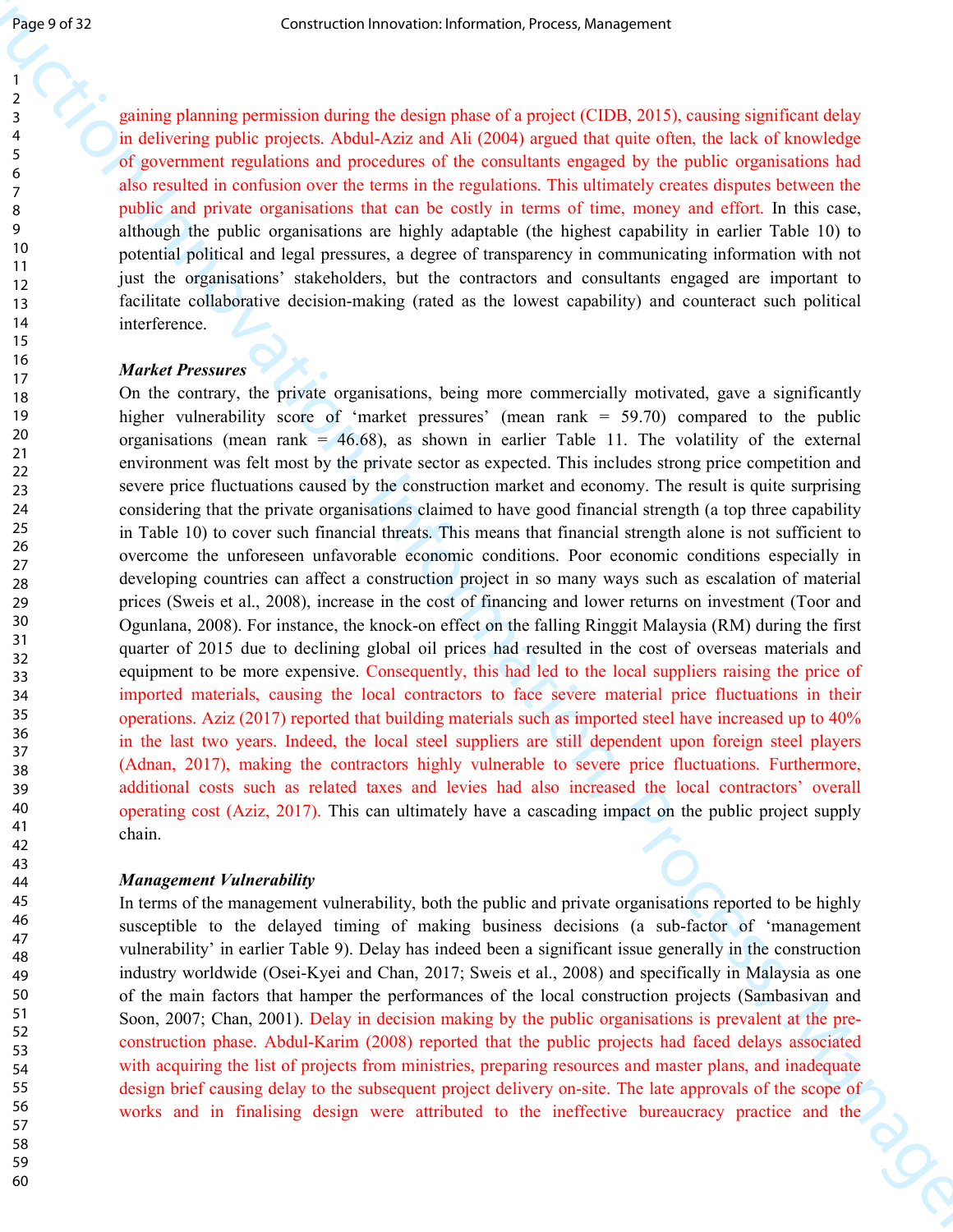gaining planning permission during the design phase of a project (CIDB, 2015), causing significant delay in delivering public projects. Abdul-Aziz and Ali (2004) argued that quite often, the lack of knowledge of government regulations and procedures of the consultants engaged by the public organisations had also resulted in confusion over the terms in the regulations. This ultimately creates disputes between the public and private organisations that can be costly in terms of time, money and effort. In this case, although the public organisations are highly adaptable (the highest capability in earlier Table 10) to potential political and legal pressures, a degree of transparency in communicating information with not just the organisations' stakeholders, but the contractors and consultants engaged are important to facilitate collaborative decision-making (rated as the lowest capability) and counteract such political interference.

***Market Pressures***

On the contrary, the private organisations, being more commercially motivated, gave a significantly higher vulnerability score of 'market pressures' (mean rank = 59.70) compared to the public organisations (mean rank = 46.68), as shown in earlier Table 11. The volatility of the external environment was felt most by the private sector as expected. This includes strong price competition and severe price fluctuations caused by the construction market and economy. The result is quite surprising considering that the private organisations claimed to have good financial strength (a top three capability in Table 10) to cover such financial threats. This means that financial strength alone is not sufficient to overcome the unforeseen unfavorable economic conditions. Poor economic conditions especially in developing countries can affect a construction project in so many ways such as escalation of material prices (Sweis et al., 2008), increase in the cost of financing and lower returns on investment (Toor and Ogunlana, 2008). For instance, the knock-on effect on the falling Ringgit Malaysia (RM) during the first quarter of 2015 due to declining global oil prices had resulted in the cost of overseas materials and equipment to be more expensive. Consequently, this had led to the local suppliers raising the price of imported materials, causing the local contractors to face severe material price fluctuations in their operations. Aziz (2017) reported that building materials such as imported steel have increased up to 40% in the last two years. Indeed, the local steel suppliers are still dependent upon foreign steel players (Adnan, 2017), making the contractors highly vulnerable to severe price fluctuations. Furthermore, additional costs such as related taxes and levies had also increased the local contractors' overall operating cost (Aziz, 2017). This can ultimately have a cascading impact on the public project supply chain.

***Management Vulnerability***

In terms of the management vulnerability, both the public and private organisations reported to be highly susceptible to the delayed timing of making business decisions (a sub-factor of 'management vulnerability' in earlier Table 9). Delay has indeed been a significant issue generally in the construction industry worldwide (Osei-Kyei and Chan, 2017; Sweis et al., 2008) and specifically in Malaysia as one of the main factors that hamper the performances of the local construction projects (Sambasivan and Soon, 2007; Chan, 2001). Delay in decision making by the public organisations is prevalent at the pre-construction phase. Abdul-Karim (2008) reported that the public projects had faced delays associated with acquiring the list of projects from ministries, preparing resources and master plans, and inadequate design brief causing delay to the subsequent project delivery on-site. The late approvals of the scope of works and in finalising design were attributed to the ineffective bureaucracy practice and the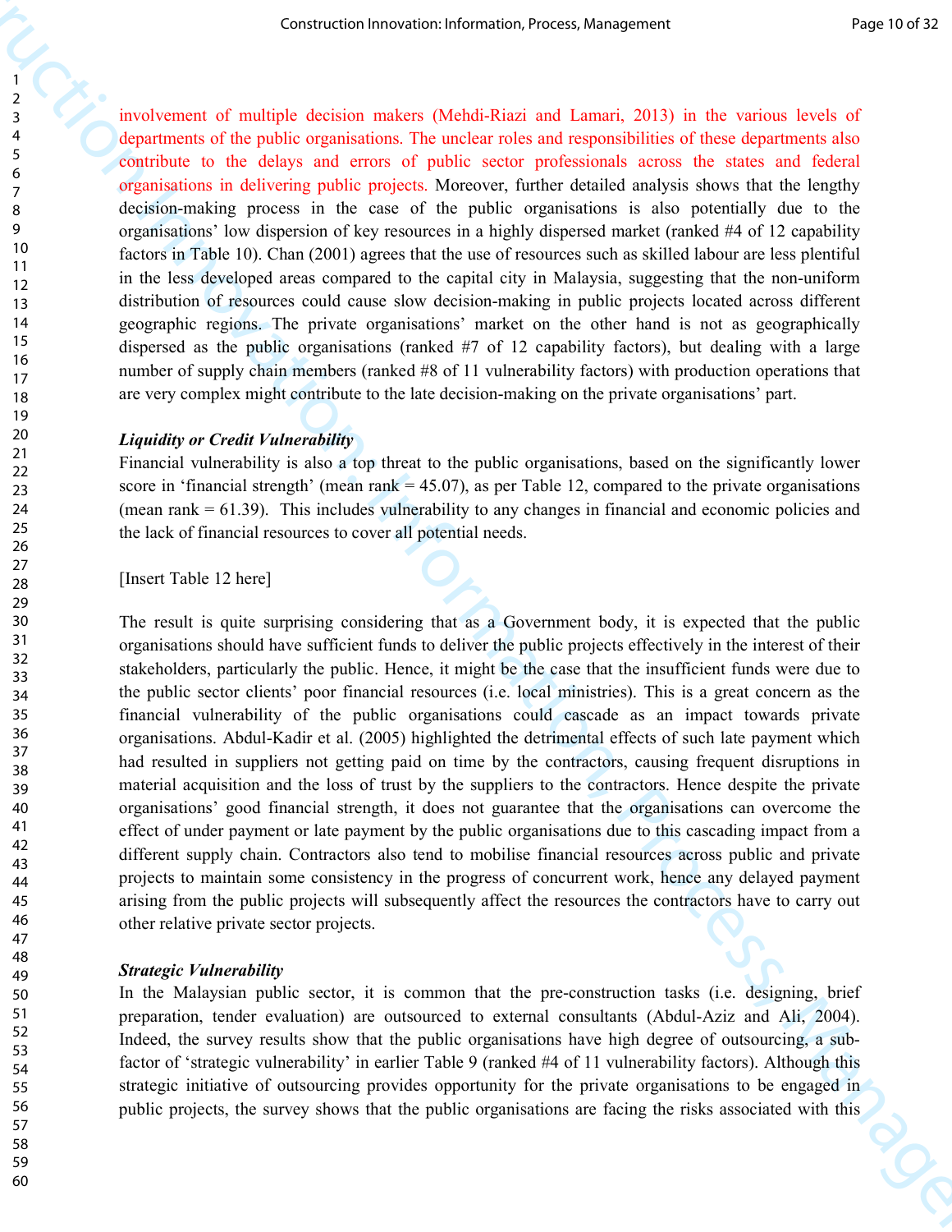involvement of multiple decision makers (Mehdi-Riazi and Lamari, 2013) in the various levels of departments of the public organisations. The unclear roles and responsibilities of these departments also contribute to the delays and errors of public sector professionals across the states and federal organisations in delivering public projects. Moreover, further detailed analysis shows that the lengthy decision-making process in the case of the public organisations is also potentially due to the organisations' low dispersion of key resources in a highly dispersed market (ranked #4 of 12 capability factors in Table 10). Chan (2001) agrees that the use of resources such as skilled labour are less plentiful in the less developed areas compared to the capital city in Malaysia, suggesting that the non-uniform distribution of resources could cause slow decision-making in public projects located across different geographic regions. The private organisations' market on the other hand is not as geographically dispersed as the public organisations (ranked #7 of 12 capability factors), but dealing with a large number of supply chain members (ranked #8 of 11 vulnerability factors) with production operations that are very complex might contribute to the late decision-making on the private organisations' part.

***Liquidity or Credit Vulnerability***

Financial vulnerability is also a top threat to the public organisations, based on the significantly lower score in 'financial strength' (mean rank = 45.07), as per Table 12, compared to the private organisations (mean rank = 61.39). This includes vulnerability to any changes in financial and economic policies and the lack of financial resources to cover all potential needs.

[Insert Table 12 here]

The result is quite surprising considering that as a Government body, it is expected that the public organisations should have sufficient funds to deliver the public projects effectively in the interest of their stakeholders, particularly the public. Hence, it might be the case that the insufficient funds were due to the public sector clients' poor financial resources (i.e. local ministries). This is a great concern as the financial vulnerability of the public organisations could cascade as an impact towards private organisations. Abdul-Kadir et al. (2005) highlighted the detrimental effects of such late payment which had resulted in suppliers not getting paid on time by the contractors, causing frequent disruptions in material acquisition and the loss of trust by the suppliers to the contractors. Hence despite the private organisations' good financial strength, it does not guarantee that the organisations can overcome the effect of under payment or late payment by the public organisations due to this cascading impact from a different supply chain. Contractors also tend to mobilise financial resources across public and private projects to maintain some consistency in the progress of concurrent work, hence any delayed payment arising from the public projects will subsequently affect the resources the contractors have to carry out other relative private sector projects.

***Strategic Vulnerability***

In the Malaysian public sector, it is common that the pre-construction tasks (i.e. designing, brief preparation, tender evaluation) are outsourced to external consultants (Abdul-Aziz and Ali, 2004). Indeed, the survey results show that the public organisations have high degree of outsourcing, a sub-factor of 'strategic vulnerability' in earlier Table 9 (ranked #4 of 11 vulnerability factors). Although this strategic initiative of outsourcing provides opportunity for the private organisations to be engaged in public projects, the survey shows that the public organisations are facing the risks associated with this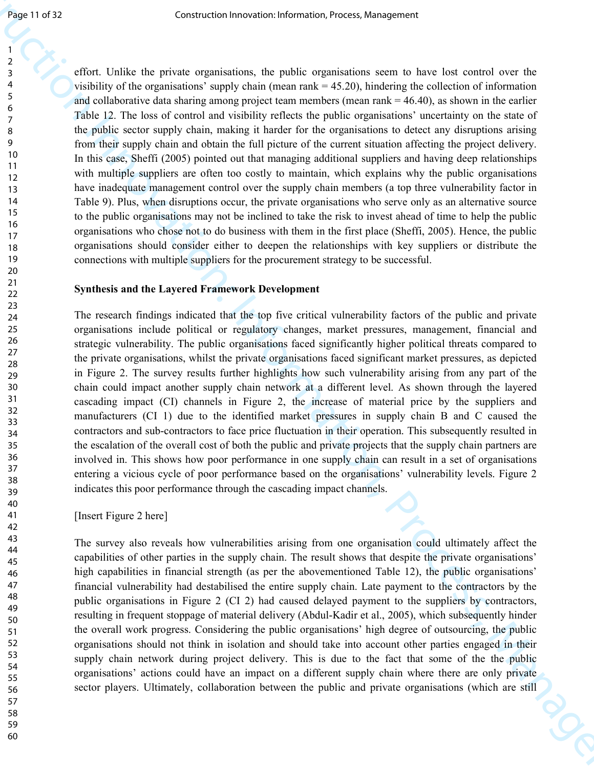effort. Unlike the private organisations, the public organisations seem to have lost control over the visibility of the organisations' supply chain (mean rank = 45.20), hindering the collection of information and collaborative data sharing among project team members (mean rank = 46.40), as shown in the earlier Table 12. The loss of control and visibility reflects the public organisations' uncertainty on the state of the public sector supply chain, making it harder for the organisations to detect any disruptions arising from their supply chain and obtain the full picture of the current situation affecting the project delivery. In this case, Sheffi (2005) pointed out that managing additional suppliers and having deep relationships with multiple suppliers are often too costly to maintain, which explains why the public organisations have inadequate management control over the supply chain members (a top three vulnerability factor in Table 9). Plus, when disruptions occur, the private organisations who serve only as an alternative source to the public organisations may not be inclined to take the risk to invest ahead of time to help the public organisations who chose not to do business with them in the first place (Sheffi, 2005). Hence, the public organisations should consider either to deepen the relationships with key suppliers or distribute the connections with multiple suppliers for the procurement strategy to be successful.

**Synthesis and the Layered Framework Development**

The research findings indicated that the top five critical vulnerability factors of the public and private organisations include political or regulatory changes, market pressures, management, financial and strategic vulnerability. The public organisations faced significantly higher political threats compared to the private organisations, whilst the private organisations faced significant market pressures, as depicted in Figure 2. The survey results further highlights how such vulnerability arising from any part of the chain could impact another supply chain network at a different level. As shown through the layered cascading impact (CI) channels in Figure 2, the increase of material price by the suppliers and manufacturers (CI 1) due to the identified market pressures in supply chain B and C caused the contractors and sub-contractors to face price fluctuation in their operation. This subsequently resulted in the escalation of the overall cost of both the public and private projects that the supply chain partners are involved in. This shows how poor performance in one supply chain can result in a set of organisations entering a vicious cycle of poor performance based on the organisations' vulnerability levels. Figure 2 indicates this poor performance through the cascading impact channels.

[Insert Figure 2 here]

The survey also reveals how vulnerabilities arising from one organisation could ultimately affect the capabilities of other parties in the supply chain. The result shows that despite the private organisations' high capabilities in financial strength (as per the abovementioned Table 12), the public organisations' financial vulnerability had destabilised the entire supply chain. Late payment to the contractors by the public organisations in Figure 2 (CI 2) had caused delayed payment to the suppliers by contractors, resulting in frequent stoppage of material delivery (Abdul-Kadir et al., 2005), which subsequently hinder the overall work progress. Considering the public organisations' high degree of outsourcing, the public organisations should not think in isolation and should take into account other parties engaged in their supply chain network during project delivery. This is due to the fact that some of the the public organisations' actions could have an impact on a different supply chain where there are only private sector players. Ultimately, collaboration between the public and private organisations (which are still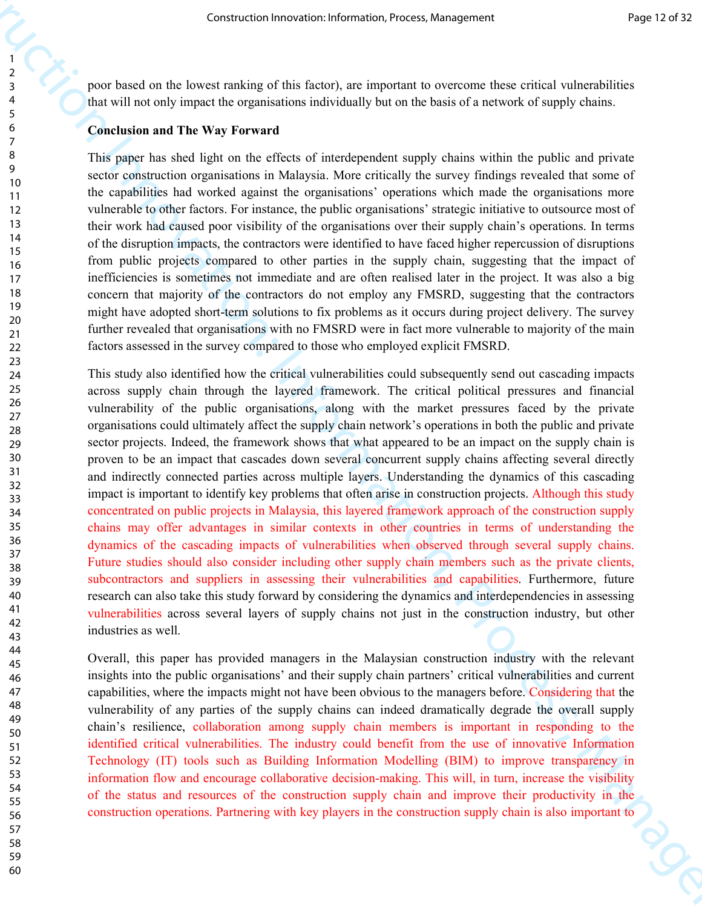poor based on the lowest ranking of this factor), are important to overcome these critical vulnerabilities that will not only impact the organisations individually but on the basis of a network of supply chains.

## Conclusion and The Way Forward

This paper has shed light on the effects of interdependent supply chains within the public and private sector construction organisations in Malaysia. More critically the survey findings revealed that some of the capabilities had worked against the organisations' operations which made the organisations more vulnerable to other factors. For instance, the public organisations' strategic initiative to outsource most of their work had caused poor visibility of the organisations over their supply chain's operations. In terms of the disruption impacts, the contractors were identified to have faced higher repercussion of disruptions from public projects compared to other parties in the supply chain, suggesting that the impact of inefficiencies is sometimes not immediate and are often realised later in the project. It was also a big concern that majority of the contractors do not employ any FMSRD, suggesting that the contractors might have adopted short-term solutions to fix problems as it occurs during project delivery. The survey further revealed that organisations with no FMSRD were in fact more vulnerable to majority of the main factors assessed in the survey compared to those who employed explicit FMSRD.

This study also identified how the critical vulnerabilities could subsequently send out cascading impacts across supply chain through the layered framework. The critical political pressures and financial vulnerability of the public organisations, along with the market pressures faced by the private organisations could ultimately affect the supply chain network's operations in both the public and private sector projects. Indeed, the framework shows that what appeared to be an impact on the supply chain is proven to be an impact that cascades down several concurrent supply chains affecting several directly and indirectly connected parties across multiple layers. Understanding the dynamics of this cascading impact is important to identify key problems that often arise in construction projects. Although this study concentrated on public projects in Malaysia, this layered framework approach of the construction supply chains may offer advantages in similar contexts in other countries in terms of understanding the dynamics of the cascading impacts of vulnerabilities when observed through several supply chains. Future studies should also consider including other supply chain members such as the private clients, subcontractors and suppliers in assessing their vulnerabilities and capabilities. Furthermore, future research can also take this study forward by considering the dynamics and interdependencies in assessing vulnerabilities across several layers of supply chains not just in the construction industry, but other industries as well.

Overall, this paper has provided managers in the Malaysian construction industry with the relevant insights into the public organisations' and their supply chain partners' critical vulnerabilities and current capabilities, where the impacts might not have been obvious to the managers before. Considering that the vulnerability of any parties of the supply chains can indeed dramatically degrade the overall supply chain's resilience, collaboration among supply chain members is important in responding to the identified critical vulnerabilities. The industry could benefit from the use of innovative Information Technology (IT) tools such as Building Information Modelling (BIM) to improve transparency in information flow and encourage collaborative decision-making. This will, in turn, increase the visibility of the status and resources of the construction supply chain and improve their productivity in the construction operations. Partnering with key players in the construction supply chain is also important to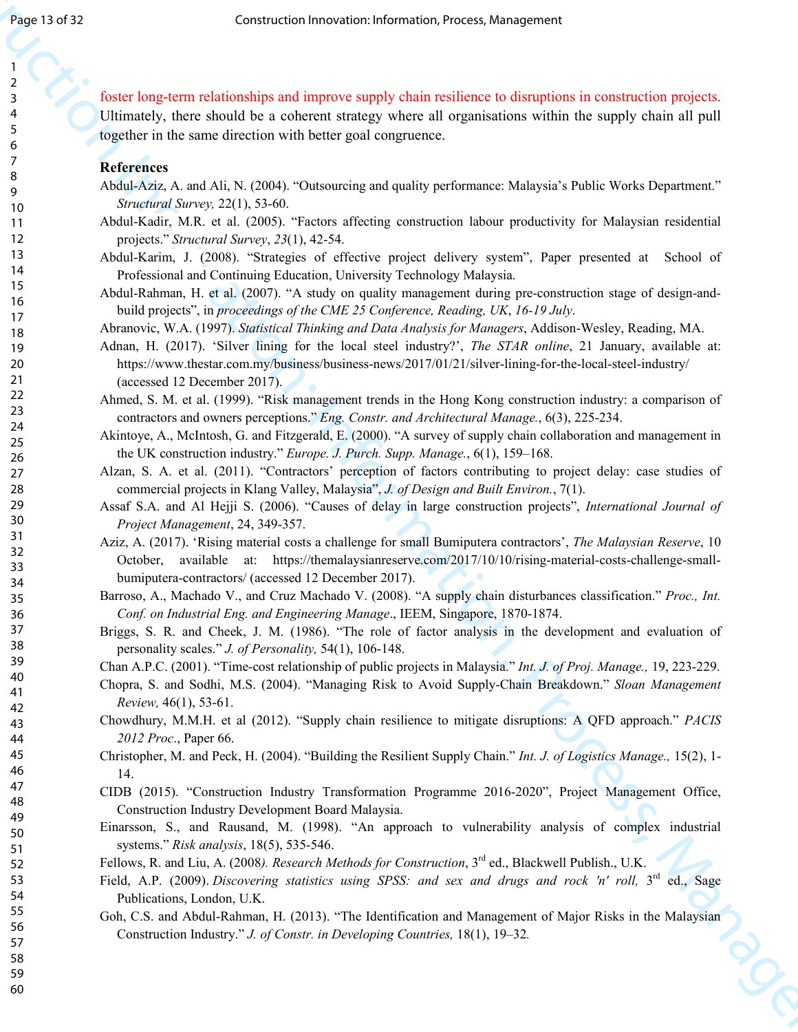foster long-term relationships and improve supply chain resilience to disruptions in construction projects. Ultimately, there should be a coherent strategy where all organisations within the supply chain all pull together in the same direction with better goal congruence.

**References**

Abdul-Aziz, A. and Ali, N. (2004). "Outsourcing and quality performance: Malaysia's Public Works Department." *Structural Survey,* 22(1), 53-60.

Abdul-Kadir, M.R. et al. (2005). "Factors affecting construction labour productivity for Malaysian residential projects." *Structural Survey*, *23*(1), 42-54.

Abdul-Karim, J. (2008). "Strategies of effective project delivery system", Paper presented at School of Professional and Continuing Education, University Technology Malaysia.

Abdul-Rahman, H. et al. (2007). "A study on quality management during pre-construction stage of design-and-build projects", in *proceedings of the CME 25 Conference, Reading, UK, 16-19 July*.

Abranovic, W.A. (1997). *Statistical Thinking and Data Analysis for Managers*, Addison-Wesley, Reading, MA.

Adnan, H. (2017). 'Silver lining for the local steel industry?', *The STAR online*, 21 January, available at: https://www.thestar.com.my/business/business-news/2017/01/21/silver-lining-for-the-local-steel-industry/ (accessed 12 December 2017).

Ahmed, S. M. et al. (1999). "Risk management trends in the Hong Kong construction industry: a comparison of contractors and owners perceptions." *Eng. Constr. and Architectural Manage.*, 6(3), 225-234.

Akintoye, A., McIntosh, G. and Fitzgerald, E. (2000). "A survey of supply chain collaboration and management in the UK construction industry." *Europe. J. Purch. Supp. Manage.*, 6(1), 159–168.

Alzan, S. A. et al. (2011). "Contractors' perception of factors contributing to project delay: case studies of commercial projects in Klang Valley, Malaysia", *J. of Design and Built Environ.*, 7(1).

Assaf S.A. and Al Hejji S. (2006). "Causes of delay in large construction projects", *International Journal of Project Management*, 24, 349-357.

Aziz, A. (2017). 'Rising material costs a challenge for small Bumiputera contractors', *The Malaysian Reserve*, 10 October, available at: https://themalaysianreserve.com/2017/10/10/rising-material-costs-challenge-small-bumiputera-contractors/ (accessed 12 December 2017).

Barroso, A., Machado V., and Cruz Machado V. (2008). "A supply chain disturbances classification." *Proc., Int. Conf. on Industrial Eng. and Engineering Manage*., IEEM, Singapore, 1870-1874.

Briggs, S. R. and Cheek, J. M. (1986). "The role of factor analysis in the development and evaluation of personality scales." *J. of Personality,* 54(1), 106-148.

Chan A.P.C. (2001). "Time-cost relationship of public projects in Malaysia." *Int. J. of Proj. Manage.,* 19, 223-229.

Chopra, S. and Sodhi, M.S. (2004). "Managing Risk to Avoid Supply-Chain Breakdown." *Sloan Management Review,* 46(1), 53-61.

Chowdhury, M.M.H. et al (2012). "Supply chain resilience to mitigate disruptions: A QFD approach." *PACIS 2012 Proc*., Paper 66.

Christopher, M. and Peck, H. (2004). "Building the Resilient Supply Chain." *Int. J. of Logistics Manage.,* 15(2), 1-14.

CIDB (2015). "Construction Industry Transformation Programme 2016-2020", Project Management Office, Construction Industry Development Board Malaysia.

Einarsson, S., and Rausand, M. (1998). "An approach to vulnerability analysis of complex industrial systems." *Risk analysis*, 18(5), 535-546.

Fellows, R. and Liu, A. (2008*). Research Methods for Construction*, 3rd ed., Blackwell Publish., U.K.

Field, A.P. (2009). *Discovering statistics using SPSS: and sex and drugs and rock 'n' roll,* 3rd ed., Sage Publications, London, U.K.

Goh, C.S. and Abdul-Rahman, H. (2013). "The Identification and Management of Major Risks in the Malaysian Construction Industry." *J. of Constr. in Developing Countries,* 18(1), 19–32.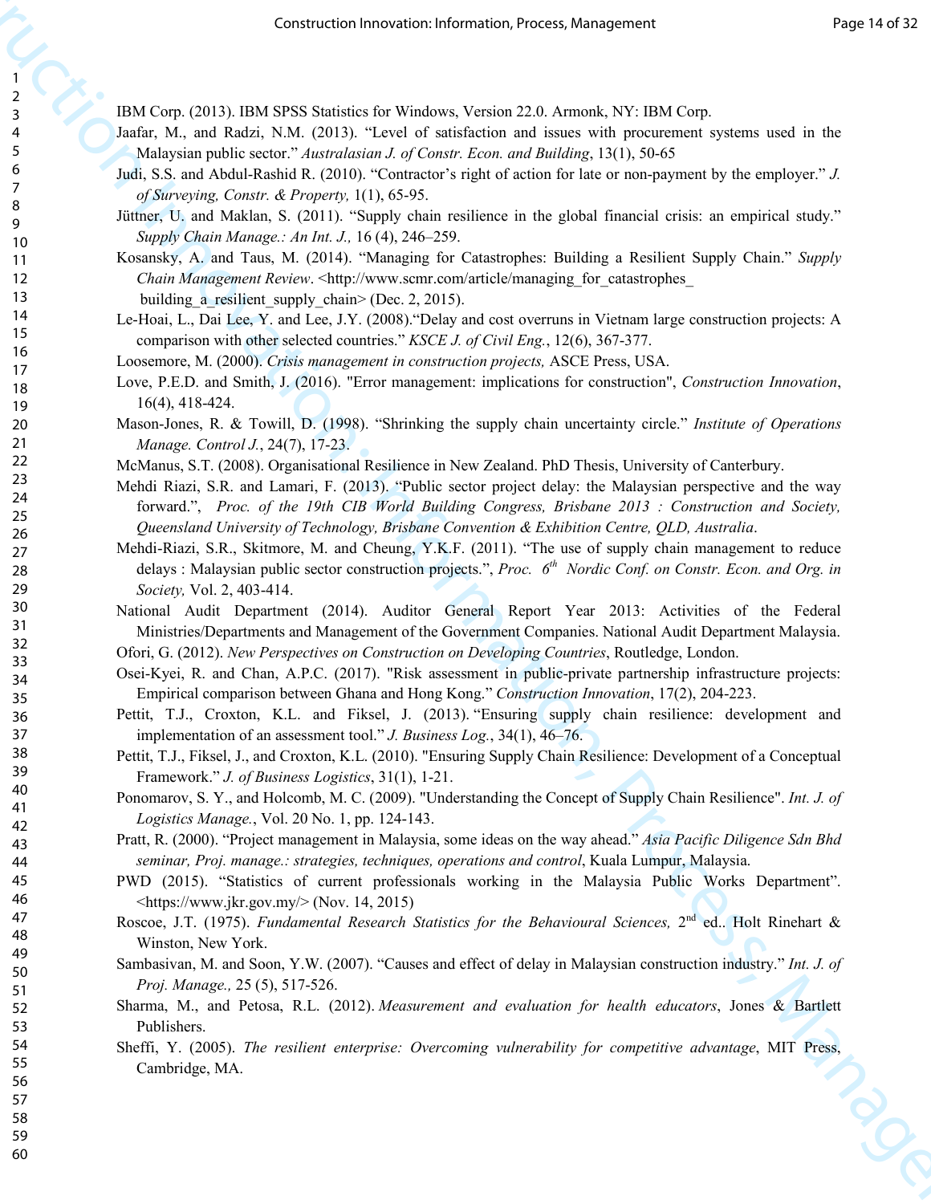IBM Corp. (2013). IBM SPSS Statistics for Windows, Version 22.0. Armonk, NY: IBM Corp.

Jaafar, M., and Radzi, N.M. (2013). "Level of satisfaction and issues with procurement systems used in the Malaysian public sector." *Australasian J. of Constr. Econ. and Building*, 13(1), 50-65

Judi, S.S. and Abdul-Rashid R. (2010). "Contractor's right of action for late or non-payment by the employer." *J. of Surveying, Constr. & Property,* 1(1), 65-95.

Jüttner, U. and Maklan, S. (2011). "Supply chain resilience in the global financial crisis: an empirical study." *Supply Chain Manage.: An Int. J.,* 16 (4), 246–259.

Kosansky, A. and Taus, M. (2014). "Managing for Catastrophes: Building a Resilient Supply Chain." *Supply Chain Management Review*. <http://www.scmr.com/article/managing_for_catastrophes_ building_a_resilient_supply_chain> (Dec. 2, 2015).

Le-Hoai, L., Dai Lee, Y. and Lee, J.Y. (2008)."Delay and cost overruns in Vietnam large construction projects: A comparison with other selected countries." *KSCE J. of Civil Eng.*, 12(6), 367-377.

Loosemore, M. (2000). *Crisis management in construction projects,* ASCE Press, USA.

Love, P.E.D. and Smith, J. (2016). "Error management: implications for construction", *Construction Innovation*, 16(4), 418-424.

Mason-Jones, R. & Towill, D. (1998). "Shrinking the supply chain uncertainty circle." *Institute of Operations Manage. Control J.*, 24(7), 17-23.

McManus, S.T. (2008). Organisational Resilience in New Zealand. PhD Thesis, University of Canterbury.

Mehdi Riazi, S.R. and Lamari, F. (2013). "Public sector project delay: the Malaysian perspective and the way forward.", *Proc. of the 19th CIB World Building Congress, Brisbane 2013 : Construction and Society, Queensland University of Technology, Brisbane Convention & Exhibition Centre, QLD, Australia*.

Mehdi-Riazi, S.R., Skitmore, M. and Cheung, Y.K.F. (2011). "The use of supply chain management to reduce delays : Malaysian public sector construction projects.", *Proc. 6th Nordic Conf. on Constr. Econ. and Org. in Society,* Vol. 2, 403-414.

National Audit Department (2014). Auditor General Report Year 2013: Activities of the Federal Ministries/Departments and Management of the Government Companies. National Audit Department Malaysia.

Ofori, G. (2012). *New Perspectives on Construction on Developing Countries*, Routledge, London.

Osei-Kyei, R. and Chan, A.P.C. (2017). "Risk assessment in public-private partnership infrastructure projects: Empirical comparison between Ghana and Hong Kong." *Construction Innovation*, 17(2), 204-223.

Pettit, T.J., Croxton, K.L. and Fiksel, J. (2013). "Ensuring supply chain resilience: development and implementation of an assessment tool." *J. Business Log.*, 34(1), 46–76.

Pettit, T.J., Fiksel, J., and Croxton, K.L. (2010). "Ensuring Supply Chain Resilience: Development of a Conceptual Framework." *J. of Business Logistics*, 31(1), 1-21.

Ponomarov, S. Y., and Holcomb, M. C. (2009). "Understanding the Concept of Supply Chain Resilience". *Int. J. of Logistics Manage.*, Vol. 20 No. 1, pp. 124-143.

Pratt, R. (2000). "Project management in Malaysia, some ideas on the way ahead." *Asia Pacific Diligence Sdn Bhd seminar, Proj. manage.: strategies, techniques, operations and control*, Kuala Lumpur, Malaysia.

PWD (2015). "Statistics of current professionals working in the Malaysia Public Works Department". <https://www.jkr.gov.my/> (Nov. 14, 2015)

Roscoe, J.T. (1975). *Fundamental Research Statistics for the Behavioural Sciences,* 2nd ed.. Holt Rinehart & Winston, New York.

Sambasivan, M. and Soon, Y.W. (2007). "Causes and effect of delay in Malaysian construction industry." *Int. J. of Proj. Manage.,* 25 (5), 517-526.

Sharma, M., and Petosa, R.L. (2012). *Measurement and evaluation for health educators*, Jones & Bartlett Publishers.

Sheffi, Y. (2005). *The resilient enterprise: Overcoming vulnerability for competitive advantage*, MIT Press, Cambridge, MA.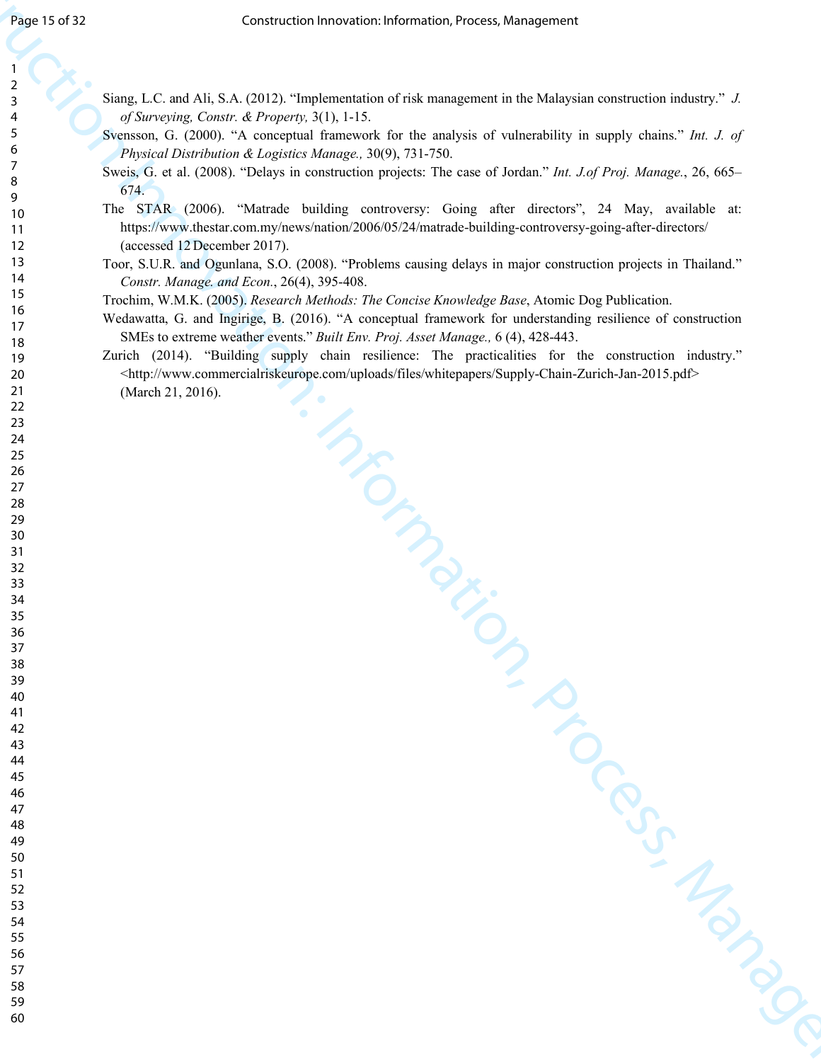Siang, L.C. and Ali, S.A. (2012). "Implementation of risk management in the Malaysian construction industry." *J. of Surveying, Constr. & Property,* 3(1), 1-15.

Svensson, G. (2000). "A conceptual framework for the analysis of vulnerability in supply chains." *Int. J. of Physical Distribution & Logistics Manage.,* 30(9), 731-750.

Sweis, G. et al. (2008). "Delays in construction projects: The case of Jordan." *Int. J.of Proj. Manage.*, 26, 665–674.

The STAR (2006). "Matrade building controversy: Going after directors", 24 May, available at: https://www.thestar.com.my/news/nation/2006/05/24/matrade-building-controversy-going-after-directors/ (accessed 12 December 2017).

Toor, S.U.R. and Ogunlana, S.O. (2008). "Problems causing delays in major construction projects in Thailand." *Constr. Manage. and Econ.*, 26(4), 395-408.

Trochim, W.M.K. (2005). *Research Methods: The Concise Knowledge Base*, Atomic Dog Publication.

Wedawatta, G. and Ingirige, B. (2016). "A conceptual framework for understanding resilience of construction SMEs to extreme weather events." *Built Env. Proj. Asset Manage.,* 6 (4), 428-443.

Zurich (2014). "Building supply chain resilience: The practicalities for the construction industry." <http://www.commercialriskeurope.com/uploads/files/whitepapers/Supply-Chain-Zurich-Jan-2015.pdf> (March 21, 2016).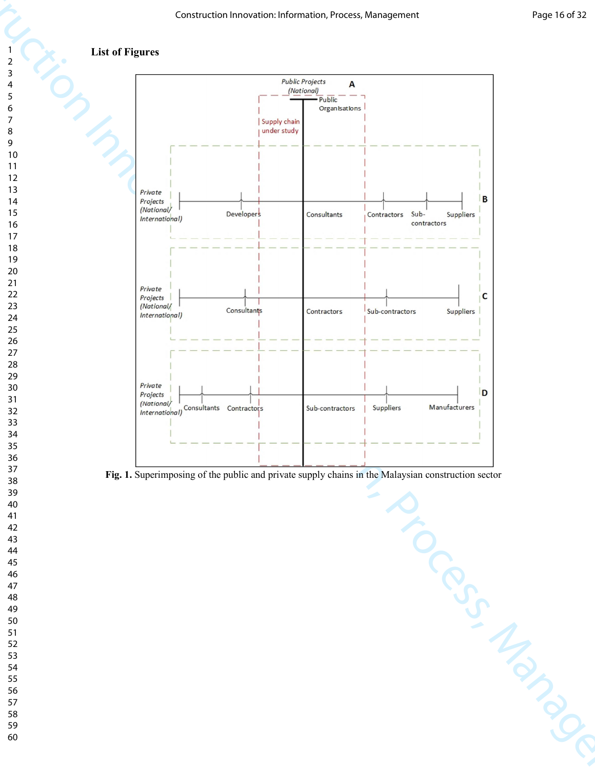## List of Figures

Fig. 1. Superimposing of the public and private supply chains in the Malaysian construction sector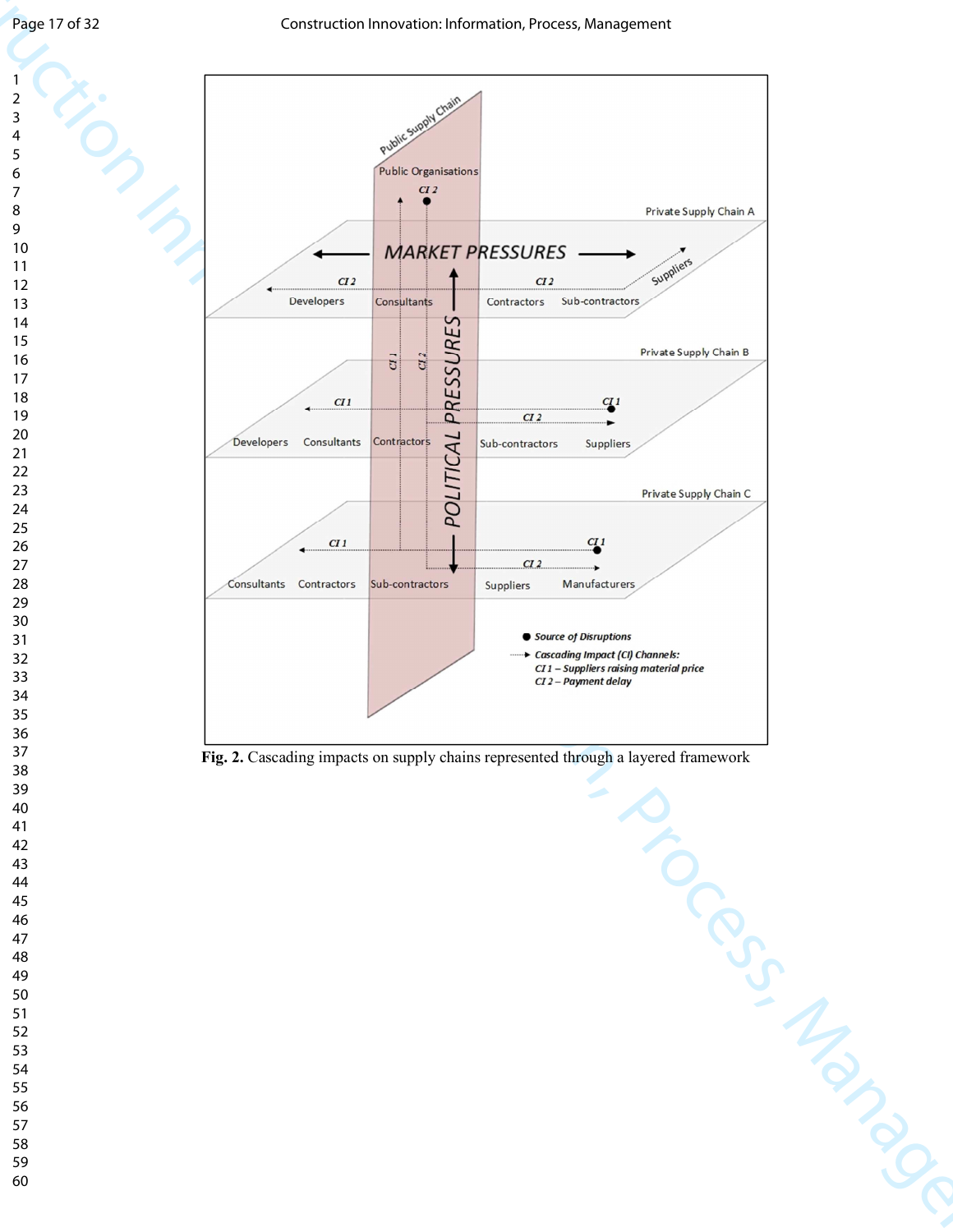**Fig. 2.** Cascading impacts on supply chains represented through a layered framework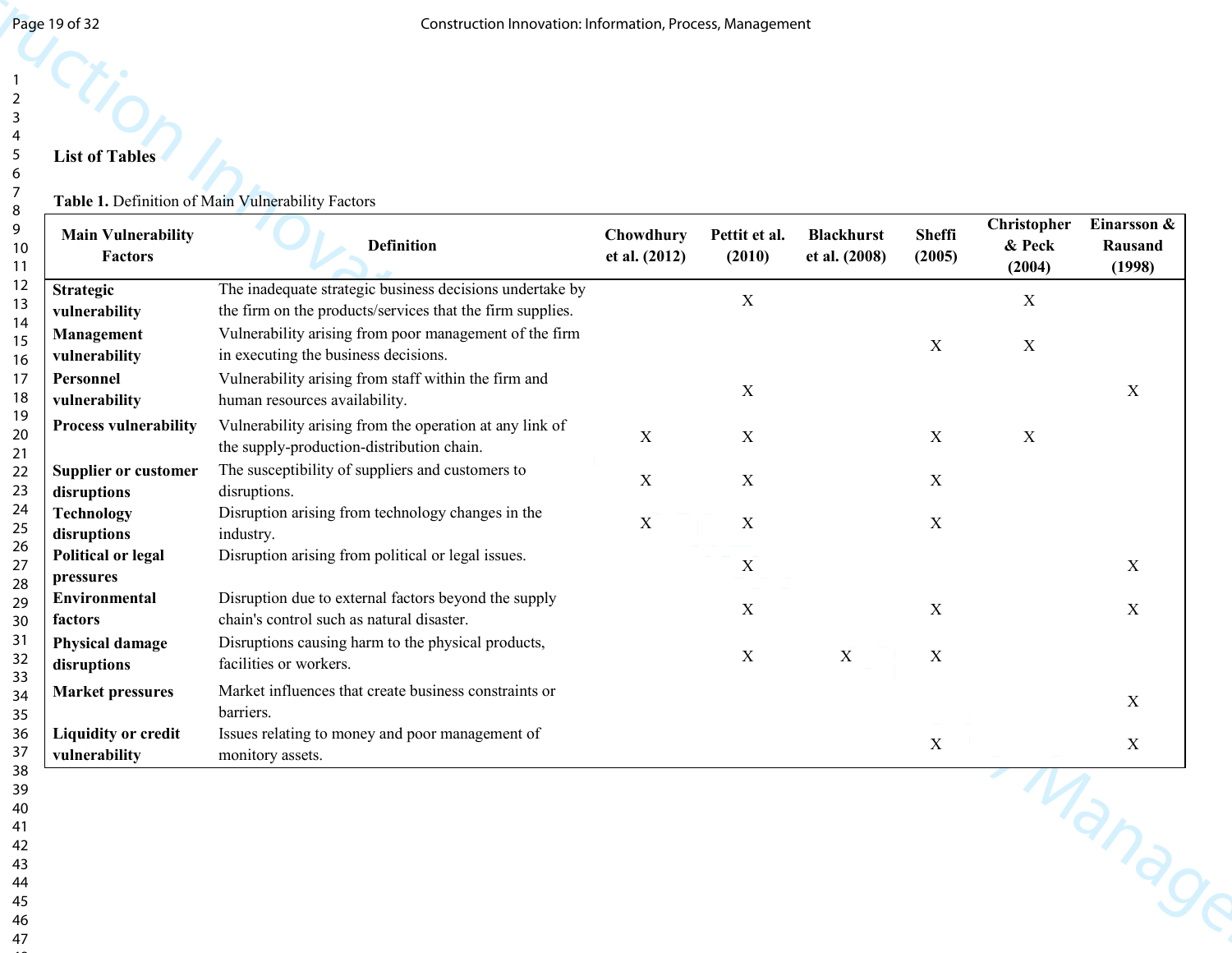## List of Tables

**Table 1.** Definition of Main Vulnerability Factors

| Main Vulnerability Factors | Definition | Chowdhury et al. (2012) | Pettit et al. (2010) | Blackhurst et al. (2008) | Sheffi (2005) | Christopher & Peck (2004) | Einarsson & Rausand (1998) |
|---|---|---|---|---|---|---|---|
| **Strategic vulnerability** | The inadequate strategic business decisions undertake by the firm on the products/services that the firm supplies. | | X | | | X | |
| **Management vulnerability** | Vulnerability arising from poor management of the firm in executing the business decisions. | | | | X | X | |
| **Personnel vulnerability** | Vulnerability arising from staff within the firm and human resources availability. | | X | | | | X |
| **Process vulnerability** | Vulnerability arising from the operation at any link of the supply-production-distribution chain. | X | X | | X | X | |
| **Supplier or customer disruptions** | The susceptibility of suppliers and customers to disruptions. | X | X | | X | | |
| **Technology disruptions** | Disruption arising from technology changes in the industry. | X | X | | X | | |
| **Political or legal pressures** | Disruption arising from political or legal issues. | | X | | | | X |
| **Environmental factors** | Disruption due to external factors beyond the supply chain's control such as natural disaster. | | X | | X | | X |
| **Physical damage disruptions** | Disruptions causing harm to the physical products, facilities or workers. | | X | X | X | | |
| **Market pressures** | Market influences that create business constraints or barriers. | | | | | | X |
| **Liquidity or credit vulnerability** | Issues relating to money and poor management of monitory assets. | | | | X | | X |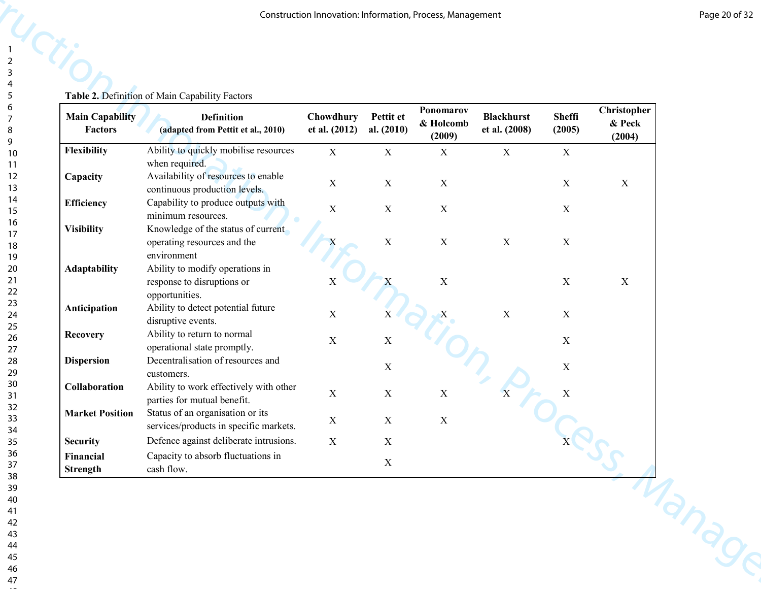**Table 2.** Definition of Main Capability Factors

| Main Capability Factors | Definition (adapted from Pettit et al., 2010) | Chowdhury et al. (2012) | Pettit et al. (2010) | Ponomarov & Holcomb (2009) | Blackhurst et al. (2008) | Sheffi (2005) | Christopher & Peck (2004) |
|---|---|---|---|---|---|---|---|
| **Flexibility** | Ability to quickly mobilise resources when required. | X | X | X | X | X | |
| **Capacity** | Availability of resources to enable continuous production levels. | X | X | X | | X | X |
| **Efficiency** | Capability to produce outputs with minimum resources. | X | X | X | | X | |
| **Visibility** | Knowledge of the status of current operating resources and the environment | X | X | X | X | X | |
| **Adaptability** | Ability to modify operations in response to disruptions or opportunities. | X | X | X | | X | X |
| **Anticipation** | Ability to detect potential future disruptive events. | X | X | X | X | X | |
| **Recovery** | Ability to return to normal operational state promptly. | X | X | | | X | |
| **Dispersion** | Decentralisation of resources and customers. | | X | | | X | |
| **Collaboration** | Ability to work effectively with other parties for mutual benefit. | X | X | X | X | X | |
| **Market Position** | Status of an organisation or its services/products in specific markets. | X | X | X | | | |
| **Security** | Defence against deliberate intrusions. | X | X | | | X | |
| **Financial Strength** | Capacity to absorb fluctuations in cash flow. | | X | | | | |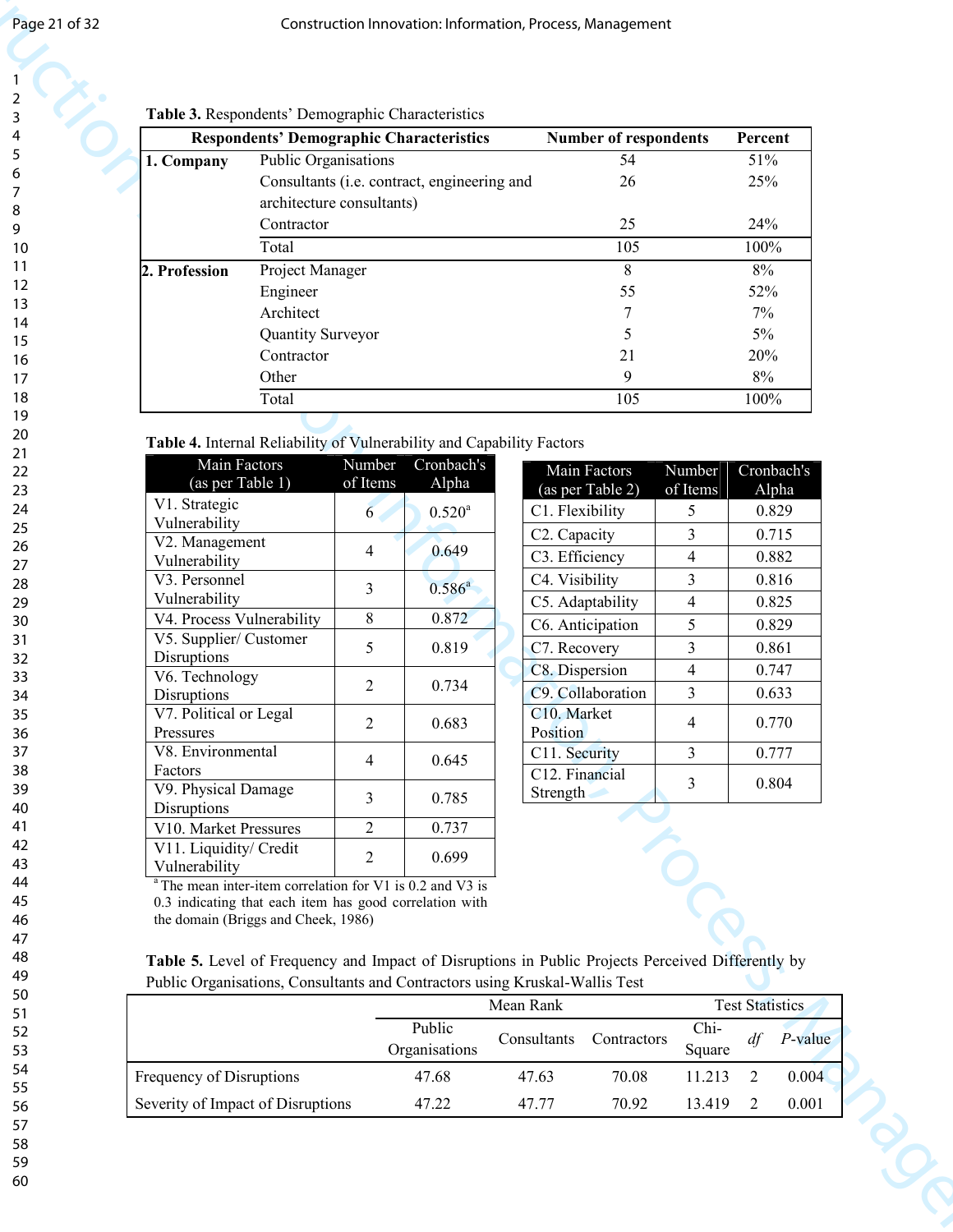**Table 3.** Respondents' Demographic Characteristics

| Respondents' Demographic Characteristics | | Number of respondents | Percent |
|---|---|---|---|
| **1. Company** | Public Organisations | 54 | 51% |
| | Consultants (i.e. contract, engineering and architecture consultants) | 26 | 25% |
| | Contractor | 25 | 24% |
| | Total | 105 | 100% |
| **2. Profession** | Project Manager | 8 | 8% |
| | Engineer | 55 | 52% |
| | Architect | 7 | 7% |
| | Quantity Surveyor | 5 | 5% |
| | Contractor | 21 | 20% |
| | Other | 9 | 8% |
| | Total | 105 | 100% |

**Table 4.** Internal Reliability of Vulnerability and Capability Factors

| Main Factors (as per Table 1) | Number of Items | Cronbach's Alpha |
|---|---|---|
| V1. Strategic Vulnerability | 6 | 0.520[a] |
| V2. Management Vulnerability | 4 | 0.649 |
| V3. Personnel Vulnerability | 3 | 0.586[a] |
| V4. Process Vulnerability | 8 | 0.872 |
| V5. Supplier/ Customer Disruptions | 5 | 0.819 |
| V6. Technology Disruptions | 2 | 0.734 |
| V7. Political or Legal Pressures | 2 | 0.683 |
| V8. Environmental Factors | 4 | 0.645 |
| V9. Physical Damage Disruptions | 3 | 0.785 |
| V10. Market Pressures | 2 | 0.737 |
| V11. Liquidity/ Credit Vulnerability | 2 | 0.699 |

[a] The mean inter-item correlation for V1 is 0.2 and V3 is 0.3 indicating that each item has good correlation with the domain (Briggs and Cheek, 1986)

| Main Factors (as per Table 2) | Number of Items | Cronbach's Alpha |
|---|---|---|
| C1. Flexibility | 5 | 0.829 |
| C2. Capacity | 3 | 0.715 |
| C3. Efficiency | 4 | 0.882 |
| C4. Visibility | 3 | 0.816 |
| C5. Adaptability | 4 | 0.825 |
| C6. Anticipation | 5 | 0.829 |
| C7. Recovery | 3 | 0.861 |
| C8. Dispersion | 4 | 0.747 |
| C9. Collaboration | 3 | 0.633 |
| C10. Market Position | 4 | 0.770 |
| C11. Security | 3 | 0.777 |
| C12. Financial Strength | 3 | 0.804 |

**Table 5.** Level of Frequency and Impact of Disruptions in Public Projects Perceived Differently by Public Organisations, Consultants and Contractors using Kruskal-Wallis Test

| | Mean Rank | | | Test Statistics | | |
|---|---|---|---|---|---|---|
| | Public Organisations | Consultants | Contractors | Chi-Square | *df* | *P*-value |
| Frequency of Disruptions | 47.68 | 47.63 | 70.08 | 11.213 | 2 | 0.004 |
| Severity of Impact of Disruptions | 47.22 | 47.77 | 70.92 | 13.419 | 2 | 0.001 |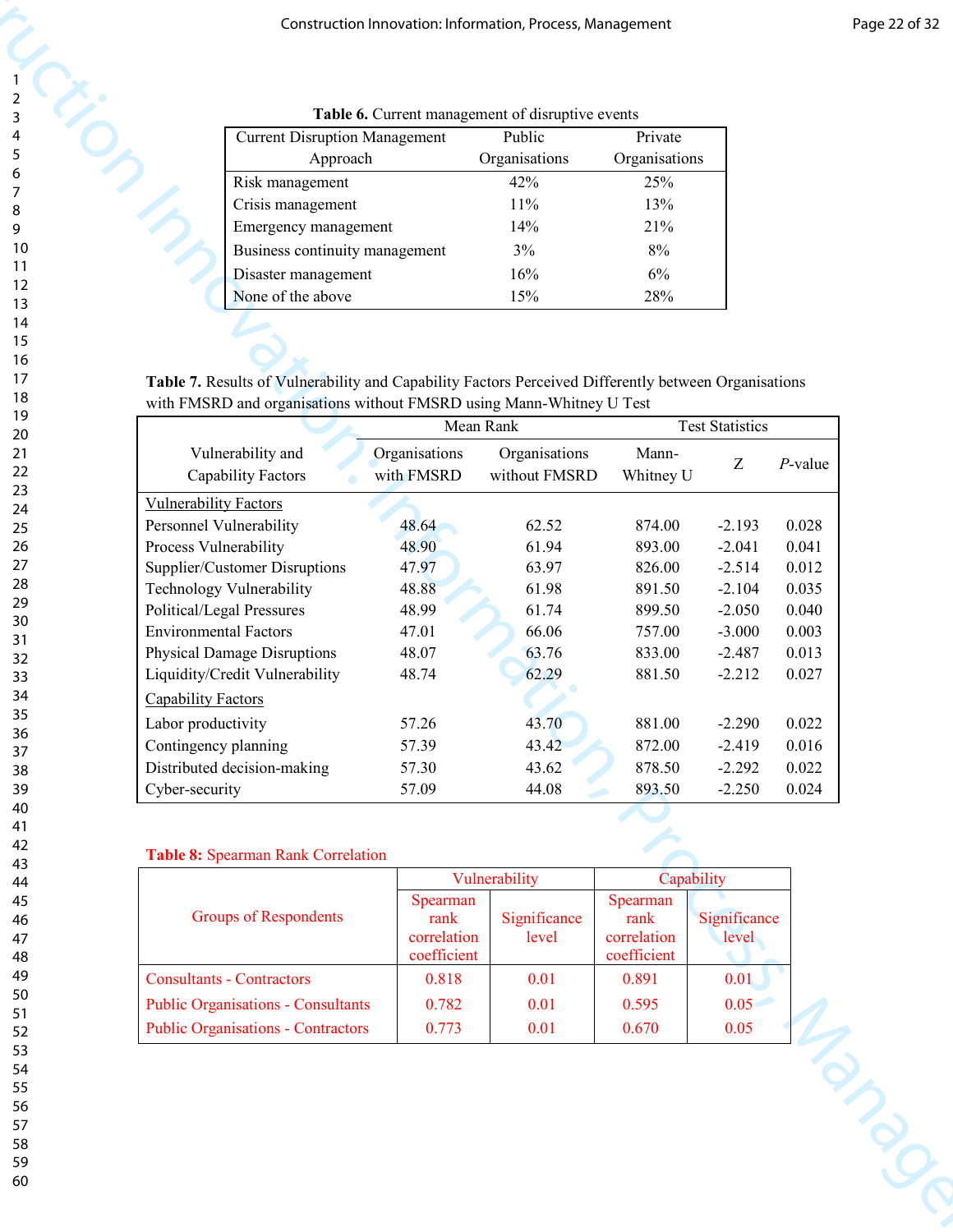**Table 6.** Current management of disruptive events

| Current Disruption Management Approach | Public Organisations | Private Organisations |
|---|---|---|
| Risk management | 42% | 25% |
| Crisis management | 11% | 13% |
| Emergency management | 14% | 21% |
| Business continuity management | 3% | 8% |
| Disaster management | 16% | 6% |
| None of the above | 15% | 28% |

**Table 7.** Results of Vulnerability and Capability Factors Perceived Differently between Organisations with FMSRD and organisations without FMSRD using Mann-Whitney U Test

| Vulnerability and Capability Factors | Mean Rank | | Test Statistics | | |
|---|---|---|---|---|---|
| | Organisations with FMSRD | Organisations without FMSRD | Mann-Whitney U | Z | *P*-value |
| Vulnerability Factors | | | | | |
| Personnel Vulnerability | 48.64 | 62.52 | 874.00 | -2.193 | 0.028 |
| Process Vulnerability | 48.90 | 61.94 | 893.00 | -2.041 | 0.041 |
| Supplier/Customer Disruptions | 47.97 | 63.97 | 826.00 | -2.514 | 0.012 |
| Technology Vulnerability | 48.88 | 61.98 | 891.50 | -2.104 | 0.035 |
| Political/Legal Pressures | 48.99 | 61.74 | 899.50 | -2.050 | 0.040 |
| Environmental Factors | 47.01 | 66.06 | 757.00 | -3.000 | 0.003 |
| Physical Damage Disruptions | 48.07 | 63.76 | 833.00 | -2.487 | 0.013 |
| Liquidity/Credit Vulnerability | 48.74 | 62.29 | 881.50 | -2.212 | 0.027 |
| Capability Factors | | | | | |
| Labor productivity | 57.26 | 43.70 | 881.00 | -2.290 | 0.022 |
| Contingency planning | 57.39 | 43.42 | 872.00 | -2.419 | 0.016 |
| Distributed decision-making | 57.30 | 43.62 | 878.50 | -2.292 | 0.022 |
| Cyber-security | 57.09 | 44.08 | 893.50 | -2.250 | 0.024 |

**Table 8:** Spearman Rank Correlation

| Groups of Respondents | Vulnerability | | Capability | |
|---|---|---|---|---|
| | Spearman rank correlation coefficient | Significance level | Spearman rank correlation coefficient | Significance level |
| Consultants - Contractors | 0.818 | 0.01 | 0.891 | 0.01 |
| Public Organisations - Consultants | 0.782 | 0.01 | 0.595 | 0.05 |
| Public Organisations - Contractors | 0.773 | 0.01 | 0.670 | 0.05 |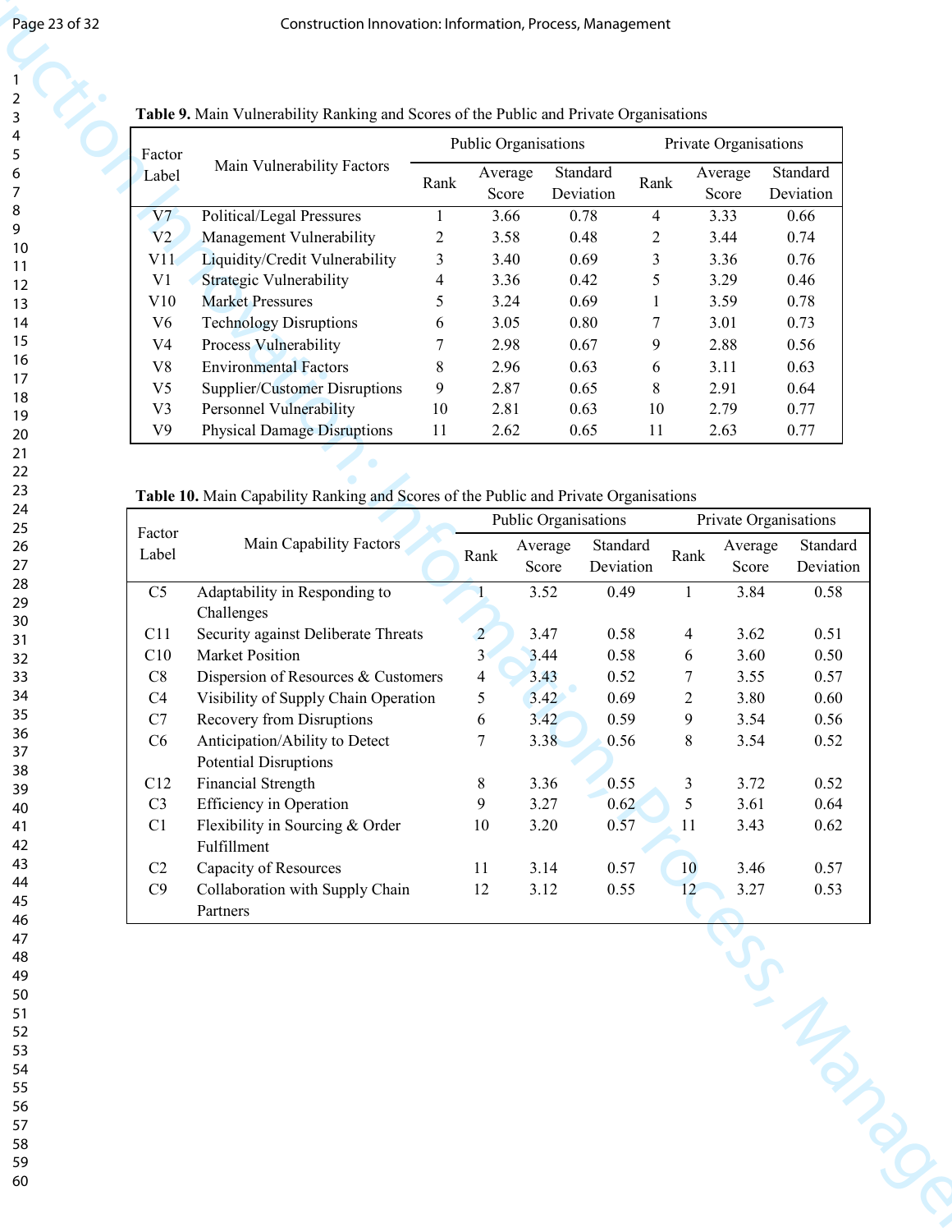**Table 9.** Main Vulnerability Ranking and Scores of the Public and Private Organisations

| Factor Label | Main Vulnerability Factors | Public Organisations | | | Private Organisations | | |
|---|---|---|---|---|---|---|---|
| | | Rank | Average Score | Standard Deviation | Rank | Average Score | Standard Deviation |
| V7 | Political/Legal Pressures | 1 | 3.66 | 0.78 | 4 | 3.33 | 0.66 |
| V2 | Management Vulnerability | 2 | 3.58 | 0.48 | 2 | 3.44 | 0.74 |
| V11 | Liquidity/Credit Vulnerability | 3 | 3.40 | 0.69 | 3 | 3.36 | 0.76 |
| V1 | Strategic Vulnerability | 4 | 3.36 | 0.42 | 5 | 3.29 | 0.46 |
| V10 | Market Pressures | 5 | 3.24 | 0.69 | 1 | 3.59 | 0.78 |
| V6 | Technology Disruptions | 6 | 3.05 | 0.80 | 7 | 3.01 | 0.73 |
| V4 | Process Vulnerability | 7 | 2.98 | 0.67 | 9 | 2.88 | 0.56 |
| V8 | Environmental Factors | 8 | 2.96 | 0.63 | 6 | 3.11 | 0.63 |
| V5 | Supplier/Customer Disruptions | 9 | 2.87 | 0.65 | 8 | 2.91 | 0.64 |
| V3 | Personnel Vulnerability | 10 | 2.81 | 0.63 | 10 | 2.79 | 0.77 |
| V9 | Physical Damage Disruptions | 11 | 2.62 | 0.65 | 11 | 2.63 | 0.77 |

**Table 10.** Main Capability Ranking and Scores of the Public and Private Organisations

| Factor Label | Main Capability Factors | Public Organisations | | | Private Organisations | | |
|---|---|---|---|---|---|---|---|
| | | Rank | Average Score | Standard Deviation | Rank | Average Score | Standard Deviation |
| C5 | Adaptability in Responding to Challenges | 1 | 3.52 | 0.49 | 1 | 3.84 | 0.58 |
| C11 | Security against Deliberate Threats | 2 | 3.47 | 0.58 | 4 | 3.62 | 0.51 |
| C10 | Market Position | 3 | 3.44 | 0.58 | 6 | 3.60 | 0.50 |
| C8 | Dispersion of Resources & Customers | 4 | 3.43 | 0.52 | 7 | 3.55 | 0.57 |
| C4 | Visibility of Supply Chain Operation | 5 | 3.42 | 0.69 | 2 | 3.80 | 0.60 |
| C7 | Recovery from Disruptions | 6 | 3.42 | 0.59 | 9 | 3.54 | 0.56 |
| C6 | Anticipation/Ability to Detect Potential Disruptions | 7 | 3.38 | 0.56 | 8 | 3.54 | 0.52 |
| C12 | Financial Strength | 8 | 3.36 | 0.55 | 3 | 3.72 | 0.52 |
| C3 | Efficiency in Operation | 9 | 3.27 | 0.62 | 5 | 3.61 | 0.64 |
| C1 | Flexibility in Sourcing & Order Fulfillment | 10 | 3.20 | 0.57 | 11 | 3.43 | 0.62 |
| C2 | Capacity of Resources | 11 | 3.14 | 0.57 | 10 | 3.46 | 0.57 |
| C9 | Collaboration with Supply Chain Partners | 12 | 3.12 | 0.55 | 12 | 3.27 | 0.53 |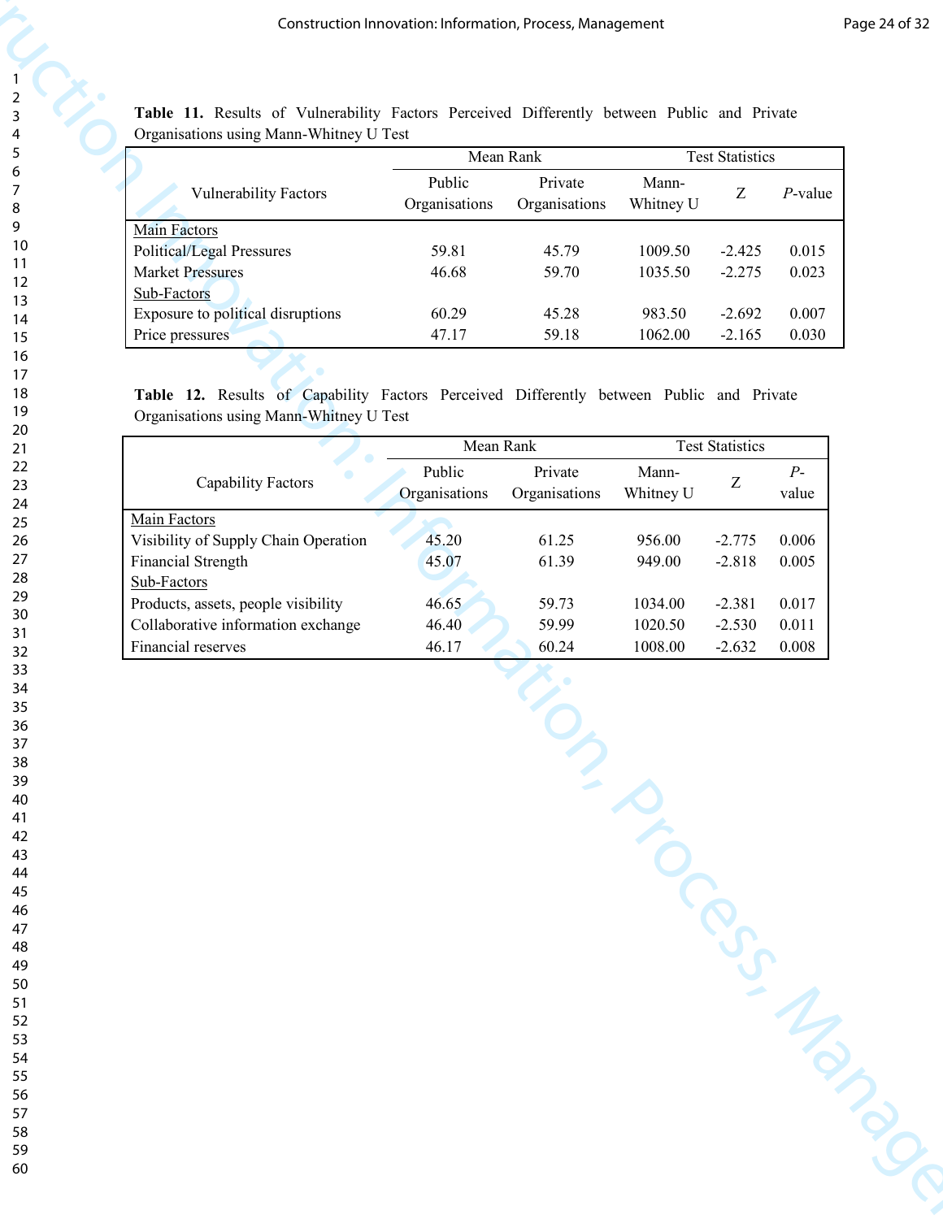**Table 11.** Results of Vulnerability Factors Perceived Differently between Public and Private Organisations using Mann-Whitney U Test

| Vulnerability Factors | Mean Rank | | Test Statistics | | |
|---|---|---|---|---|---|
| | Public Organisations | Private Organisations | Mann-Whitney U | Z | *P*-value |
| Main Factors | | | | | |
| Political/Legal Pressures | 59.81 | 45.79 | 1009.50 | -2.425 | 0.015 |
| Market Pressures | 46.68 | 59.70 | 1035.50 | -2.275 | 0.023 |
| Sub-Factors | | | | | |
| Exposure to political disruptions | 60.29 | 45.28 | 983.50 | -2.692 | 0.007 |
| Price pressures | 47.17 | 59.18 | 1062.00 | -2.165 | 0.030 |

**Table 12.** Results of Capability Factors Perceived Differently between Public and Private Organisations using Mann-Whitney U Test

| Capability Factors | Mean Rank | | Test Statistics | | |
|---|---|---|---|---|---|
| | Public Organisations | Private Organisations | Mann-Whitney U | Z | *P*-value |
| Main Factors | | | | | |
| Visibility of Supply Chain Operation | 45.20 | 61.25 | 956.00 | -2.775 | 0.006 |
| Financial Strength | 45.07 | 61.39 | 949.00 | -2.818 | 0.005 |
| Sub-Factors | | | | | |
| Products, assets, people visibility | 46.65 | 59.73 | 1034.00 | -2.381 | 0.017 |
| Collaborative information exchange | 46.40 | 59.99 | 1020.50 | -2.530 | 0.011 |
| Financial reserves | 46.17 | 60.24 | 1008.00 | -2.632 | 0.008 |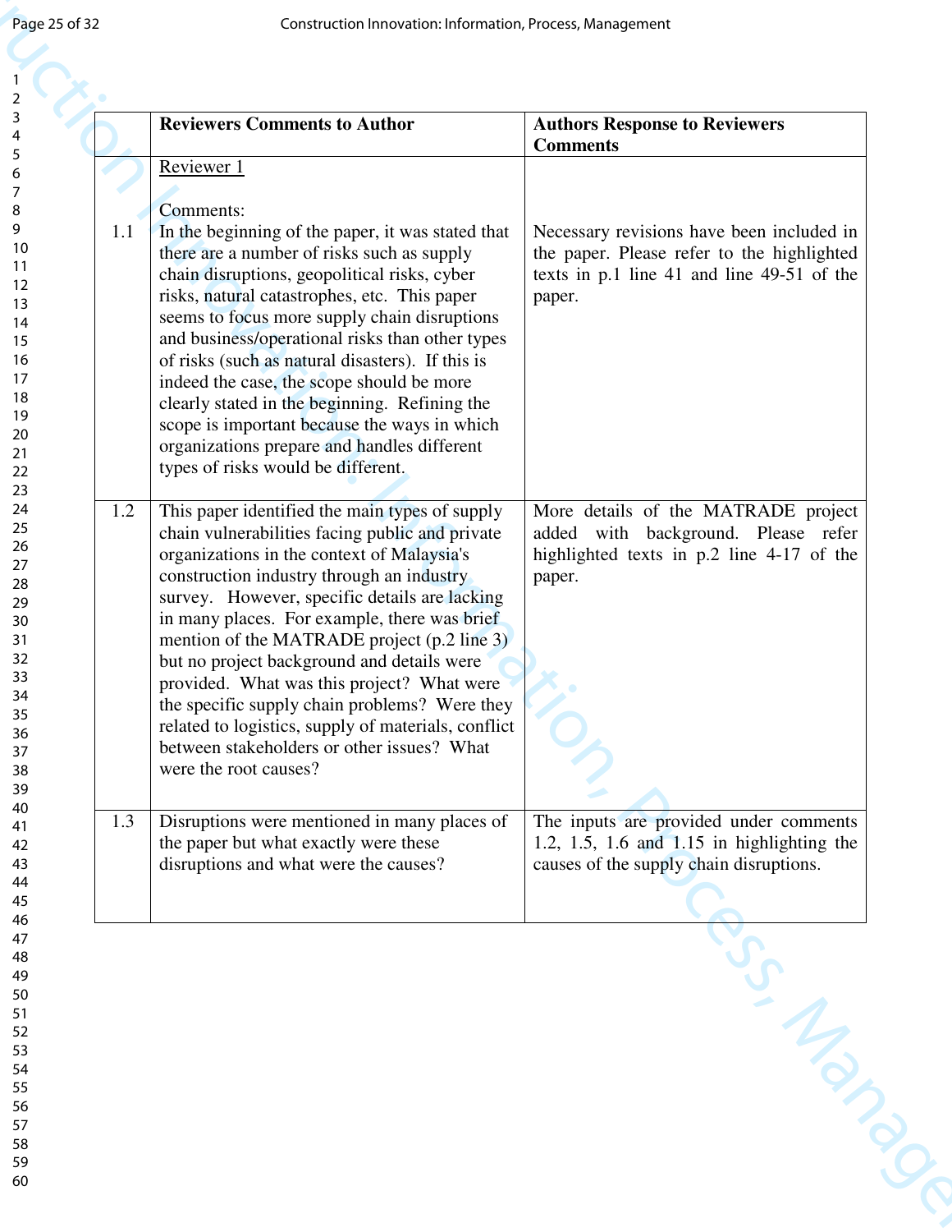| | Reviewers Comments to Author | Authors Response to Reviewers Comments |
|---|---|---|
| | Reviewer 1<br><br>Comments: | |
| 1.1 | In the beginning of the paper, it was stated that there are a number of risks such as supply chain disruptions, geopolitical risks, cyber risks, natural catastrophes, etc. This paper seems to focus more supply chain disruptions and business/operational risks than other types of risks (such as natural disasters). If this is indeed the case, the scope should be more clearly stated in the beginning. Refining the scope is important because the ways in which organizations prepare and handles different types of risks would be different. | Necessary revisions have been included in the paper. Please refer to the highlighted texts in p.1 line 41 and line 49-51 of the paper. |
| 1.2 | This paper identified the main types of supply chain vulnerabilities facing public and private organizations in the context of Malaysia's construction industry through an industry survey. However, specific details are lacking in many places. For example, there was brief mention of the MATRADE project (p.2 line 3) but no project background and details were provided. What was this project? What were the specific supply chain problems? Were they related to logistics, supply of materials, conflict between stakeholders or other issues? What were the root causes? | More details of the MATRADE project added with background. Please refer highlighted texts in p.2 line 4-17 of the paper. |
| 1.3 | Disruptions were mentioned in many places of the paper but what exactly were these disruptions and what were the causes? | The inputs are provided under comments 1.2, 1.5, 1.6 and 1.15 in highlighting the causes of the supply chain disruptions. |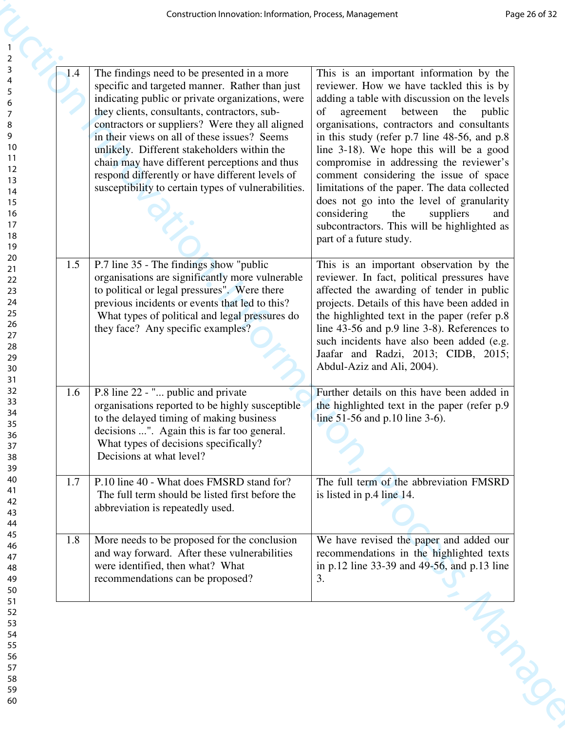| | | |
|---|---|---|
| 1.4 | The findings need to be presented in a more specific and targeted manner. Rather than just indicating public or private organizations, were they clients, consultants, contractors, sub-contractors or suppliers? Were they all aligned in their views on all of these issues? Seems unlikely. Different stakeholders within the chain may have different perceptions and thus respond differently or have different levels of susceptibility to certain types of vulnerabilities. | This is an important information by the reviewer. How we have tackled this is by adding a table with discussion on the levels of agreement between the public organisations, contractors and consultants in this study (refer p.7 line 48-56, and p.8 line 3-18). We hope this will be a good compromise in addressing the reviewer's comment considering the issue of space limitations of the paper. The data collected does not go into the level of granularity considering the suppliers and subcontractors. This will be highlighted as part of a future study. |
| 1.5 | P.7 line 35 - The findings show "public organisations are significantly more vulnerable to political or legal pressures". Were there previous incidents or events that led to this? What types of political and legal pressures do they face? Any specific examples? | This is an important observation by the reviewer. In fact, political pressures have affected the awarding of tender in public projects. Details of this have been added in the highlighted text in the paper (refer p.8 line 43-56 and p.9 line 3-8). References to such incidents have also been added (e.g. Jaafar and Radzi, 2013; CIDB, 2015; Abdul-Aziz and Ali, 2004). |
| 1.6 | P.8 line 22 - "... public and private organisations reported to be highly susceptible to the delayed timing of making business decisions ...". Again this is far too general. What types of decisions specifically? Decisions at what level? | Further details on this have been added in the highlighted text in the paper (refer p.9 line 51-56 and p.10 line 3-6). |
| 1.7 | P.10 line 40 - What does FMSRD stand for? The full term should be listed first before the abbreviation is repeatedly used. | The full term of the abbreviation FMSRD is listed in p.4 line 14. |
| 1.8 | More needs to be proposed for the conclusion and way forward. After these vulnerabilities were identified, then what? What recommendations can be proposed? | We have revised the paper and added our recommendations in the highlighted texts in p.12 line 33-39 and 49-56, and p.13 line 3. |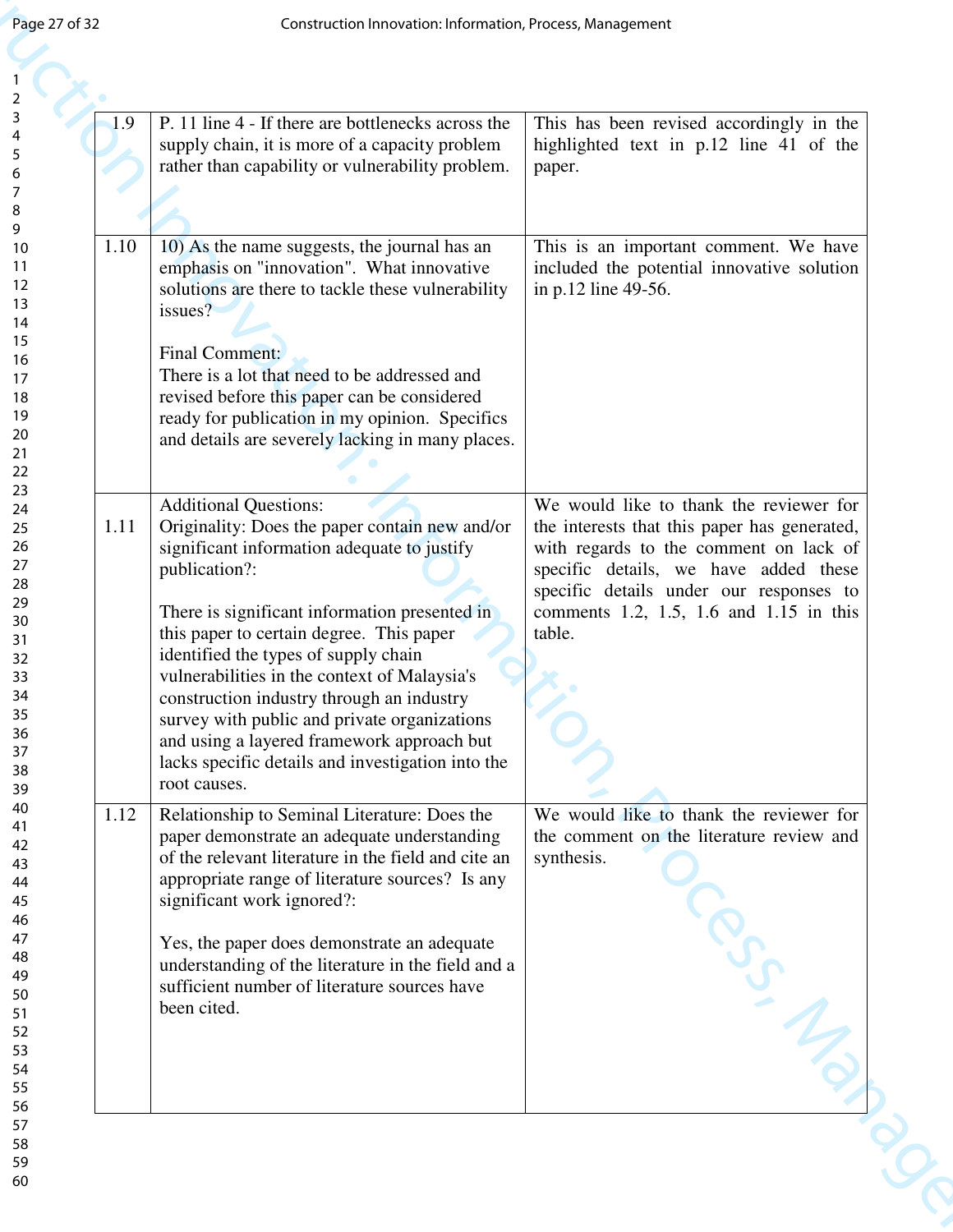| | | |
|---|---|---|
| 1.9 | P. 11 line 4 - If there are bottlenecks across the supply chain, it is more of a capacity problem rather than capability or vulnerability problem. | This has been revised accordingly in the highlighted text in p.12 line 41 of the paper. |
| 1.10 | 10) As the name suggests, the journal has an emphasis on "innovation". What innovative solutions are there to tackle these vulnerability issues?<br><br>Final Comment:<br>There is a lot that need to be addressed and revised before this paper can be considered ready for publication in my opinion. Specifics and details are severely lacking in many places. | This is an important comment. We have included the potential innovative solution in p.12 line 49-56. |
| 1.11 | Additional Questions:<br>Originality: Does the paper contain new and/or significant information adequate to justify publication?:<br><br>There is significant information presented in this paper to certain degree. This paper identified the types of supply chain vulnerabilities in the context of Malaysia's construction industry through an industry survey with public and private organizations and using a layered framework approach but lacks specific details and investigation into the root causes. | We would like to thank the reviewer for the interests that this paper has generated, with regards to the comment on lack of specific details, we have added these specific details under our responses to comments 1.2, 1.5, 1.6 and 1.15 in this table. |
| 1.12 | Relationship to Seminal Literature: Does the paper demonstrate an adequate understanding of the relevant literature in the field and cite an appropriate range of literature sources? Is any significant work ignored?:<br><br>Yes, the paper does demonstrate an adequate understanding of the literature in the field and a sufficient number of literature sources have been cited. | We would like to thank the reviewer for the comment on the literature review and synthesis. |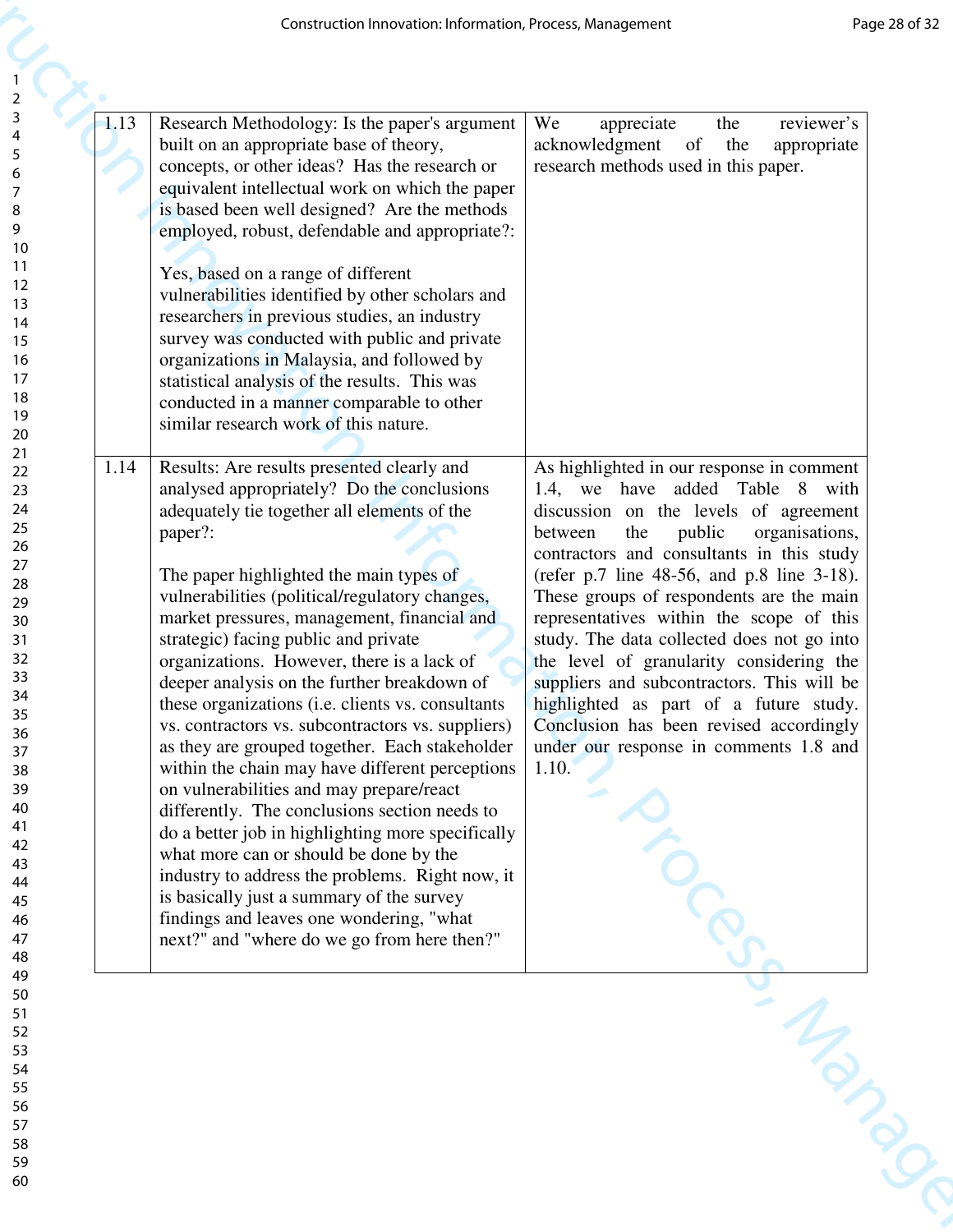| | | |
|---|---|---|
| 1.13 | Research Methodology: Is the paper's argument built on an appropriate base of theory, concepts, or other ideas? Has the research or equivalent intellectual work on which the paper is based been well designed? Are the methods employed, robust, defendable and appropriate?:<br><br>Yes, based on a range of different vulnerabilities identified by other scholars and researchers in previous studies, an industry survey was conducted with public and private organizations in Malaysia, and followed by statistical analysis of the results. This was conducted in a manner comparable to other similar research work of this nature. | We appreciate the reviewer's acknowledgment of the appropriate research methods used in this paper. |
| 1.14 | Results: Are results presented clearly and analysed appropriately? Do the conclusions adequately tie together all elements of the paper?:<br><br>The paper highlighted the main types of vulnerabilities (political/regulatory changes, market pressures, management, financial and strategic) facing public and private organizations. However, there is a lack of deeper analysis on the further breakdown of these organizations (i.e. clients vs. consultants vs. contractors vs. subcontractors vs. suppliers) as they are grouped together. Each stakeholder within the chain may have different perceptions on vulnerabilities and may prepare/react differently. The conclusions section needs to do a better job in highlighting more specifically what more can or should be done by the industry to address the problems. Right now, it is basically just a summary of the survey findings and leaves one wondering, "what next?" and "where do we go from here then?" | As highlighted in our response in comment 1.4, we have added Table 8 with discussion on the levels of agreement between the public organisations, contractors and consultants in this study (refer p.7 line 48-56, and p.8 line 3-18). These groups of respondents are the main representatives within the scope of this study. The data collected does not go into the level of granularity considering the suppliers and subcontractors. This will be highlighted as part of a future study. Conclusion has been revised accordingly under our response in comments 1.8 and 1.10. |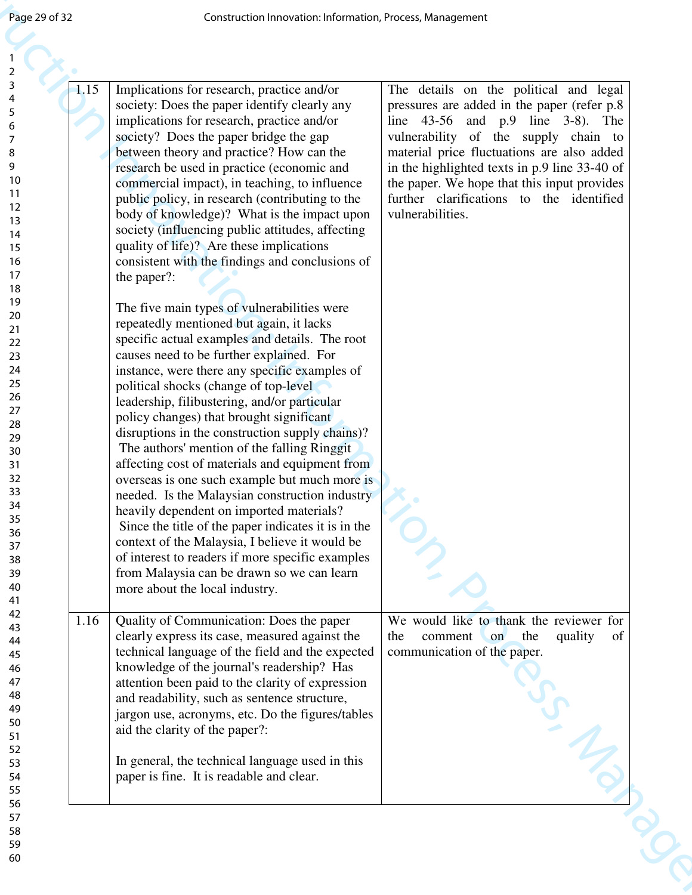| | | |
|---|---|---|
| 1.15 | Implications for research, practice and/or society: Does the paper identify clearly any implications for research, practice and/or society? Does the paper bridge the gap between theory and practice? How can the research be used in practice (economic and commercial impact), in teaching, to influence public policy, in research (contributing to the body of knowledge)? What is the impact upon society (influencing public attitudes, affecting quality of life)? Are these implications consistent with the findings and conclusions of the paper?:<br><br>The five main types of vulnerabilities were repeatedly mentioned but again, it lacks specific actual examples and details. The root causes need to be further explained. For instance, were there any specific examples of political shocks (change of top-level leadership, filibustering, and/or particular policy changes) that brought significant disruptions in the construction supply chains)? The authors' mention of the falling Ringgit affecting cost of materials and equipment from overseas is one such example but much more is needed. Is the Malaysian construction industry heavily dependent on imported materials? Since the title of the paper indicates it is in the context of the Malaysia, I believe it would be of interest to readers if more specific examples from Malaysia can be drawn so we can learn more about the local industry. | The details on the political and legal pressures are added in the paper (refer p.8 line 43-56 and p.9 line 3-8). The vulnerability of the supply chain to material price fluctuations are also added in the highlighted texts in p.9 line 33-40 of the paper. We hope that this input provides further clarifications to the identified vulnerabilities. |
| 1.16 | Quality of Communication: Does the paper clearly express its case, measured against the technical language of the field and the expected knowledge of the journal's readership? Has attention been paid to the clarity of expression and readability, such as sentence structure, jargon use, acronyms, etc. Do the figures/tables aid the clarity of the paper?:<br><br>In general, the technical language used in this paper is fine. It is readable and clear. | We would like to thank the reviewer for the comment on the quality of communication of the paper. |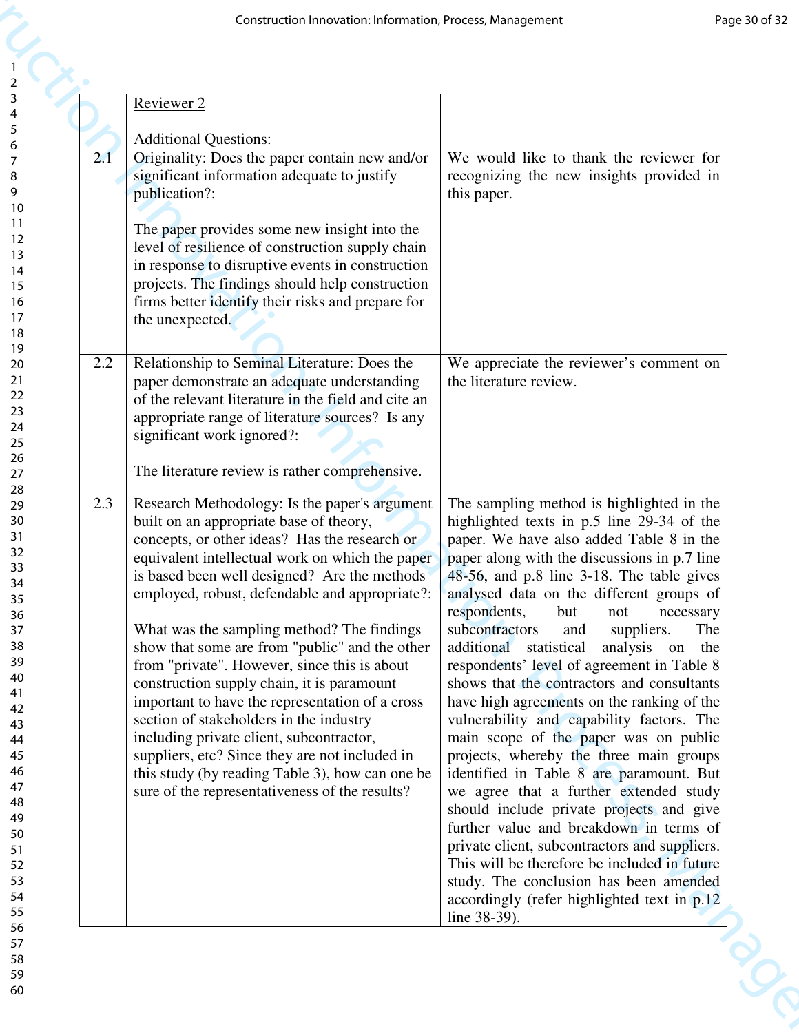| | | |
|---|---|---|
| | Reviewer 2<br><br>Additional Questions: | |
| 2.1 | Originality: Does the paper contain new and/or significant information adequate to justify publication?:<br><br>The paper provides some new insight into the level of resilience of construction supply chain in response to disruptive events in construction projects. The findings should help construction firms better identify their risks and prepare for the unexpected. | We would like to thank the reviewer for recognizing the new insights provided in this paper. |
| 2.2 | Relationship to Seminal Literature: Does the paper demonstrate an adequate understanding of the relevant literature in the field and cite an appropriate range of literature sources? Is any significant work ignored?:<br><br>The literature review is rather comprehensive. | We appreciate the reviewer's comment on the literature review. |
| 2.3 | Research Methodology: Is the paper's argument built on an appropriate base of theory, concepts, or other ideas? Has the research or equivalent intellectual work on which the paper is based been well designed? Are the methods employed, robust, defendable and appropriate?:<br><br>What was the sampling method? The findings show that some are from "public" and the other from "private". However, since this is about construction supply chain, it is paramount important to have the representation of a cross section of stakeholders in the industry including private client, subcontractor, suppliers, etc? Since they are not included in this study (by reading Table 3), how can one be sure of the representativeness of the results? | The sampling method is highlighted in the highlighted texts in p.5 line 29-34 of the paper. We have also added Table 8 in the paper along with the discussions in p.7 line 48-56, and p.8 line 3-18. The table gives analysed data on the different groups of respondents, but not necessary subcontractors and suppliers. The additional statistical analysis on the respondents' level of agreement in Table 8 shows that the contractors and consultants have high agreements on the ranking of the vulnerability and capability factors. The main scope of the paper was on public projects, whereby the three main groups identified in Table 8 are paramount. But we agree that a further extended study should include private projects and give further value and breakdown in terms of private client, subcontractors and suppliers. This will be therefore be included in future study. The conclusion has been amended accordingly (refer highlighted text in p.12 line 38-39). |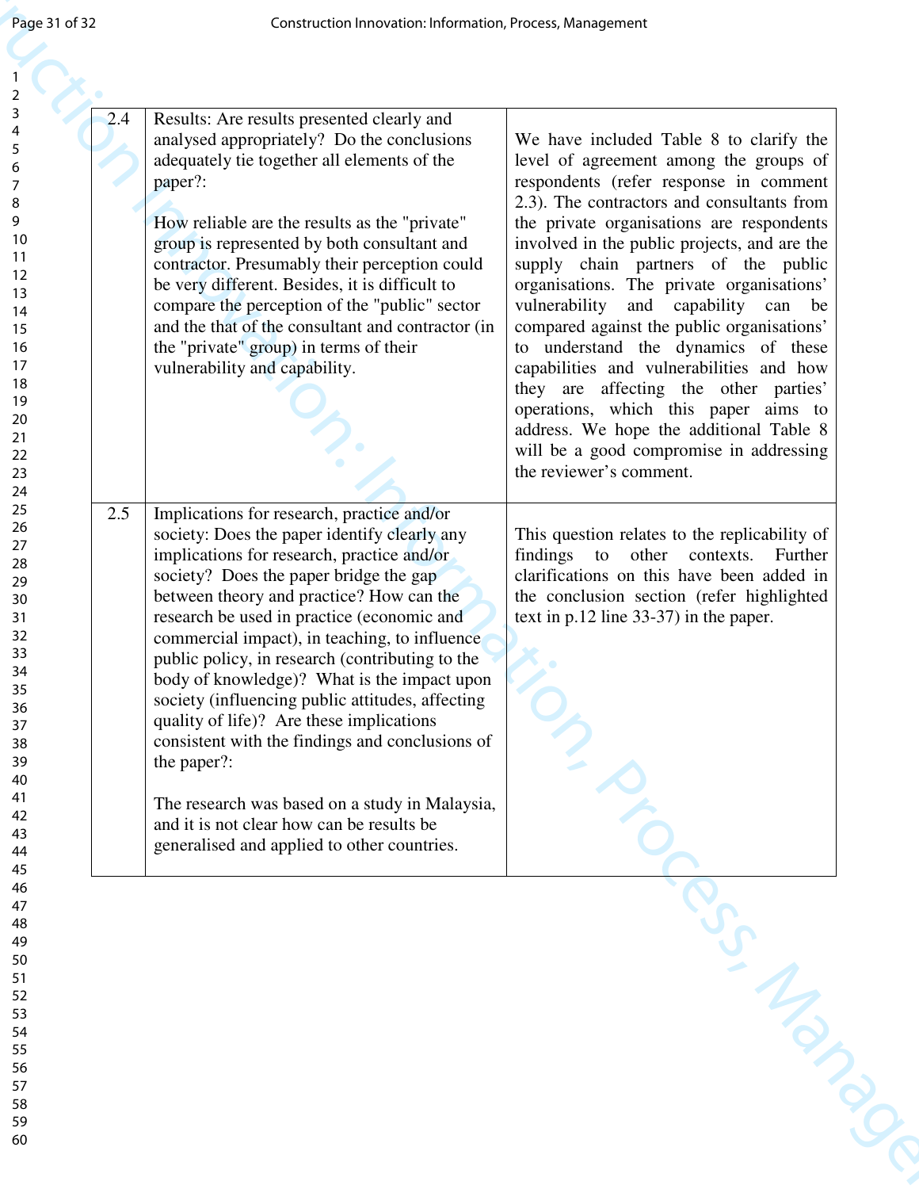| | | |
|---|---|---|
| 2.4 | Results: Are results presented clearly and analysed appropriately? Do the conclusions adequately tie together all elements of the paper?:<br><br>How reliable are the results as the "private" group is represented by both consultant and contractor. Presumably their perception could be very different. Besides, it is difficult to compare the perception of the "public" sector and the that of the consultant and contractor (in the "private" group) in terms of their vulnerability and capability. | We have included Table 8 to clarify the level of agreement among the groups of respondents (refer response in comment 2.3). The contractors and consultants from the private organisations are respondents involved in the public projects, and are the supply chain partners of the public organisations. The private organisations' vulnerability and capability can be compared against the public organisations' to understand the dynamics of these capabilities and vulnerabilities and how they are affecting the other parties' operations, which this paper aims to address. We hope the additional Table 8 will be a good compromise in addressing the reviewer's comment. |
| 2.5 | Implications for research, practice and/or society: Does the paper identify clearly any implications for research, practice and/or society? Does the paper bridge the gap between theory and practice? How can the research be used in practice (economic and commercial impact), in teaching, to influence public policy, in research (contributing to the body of knowledge)? What is the impact upon society (influencing public attitudes, affecting quality of life)? Are these implications consistent with the findings and conclusions of the paper?:<br><br>The research was based on a study in Malaysia, and it is not clear how can be results be generalised and applied to other countries. | This question relates to the replicability of findings to other contexts. Further clarifications on this have been added in the conclusion section (refer highlighted text in p.12 line 33-37) in the paper. |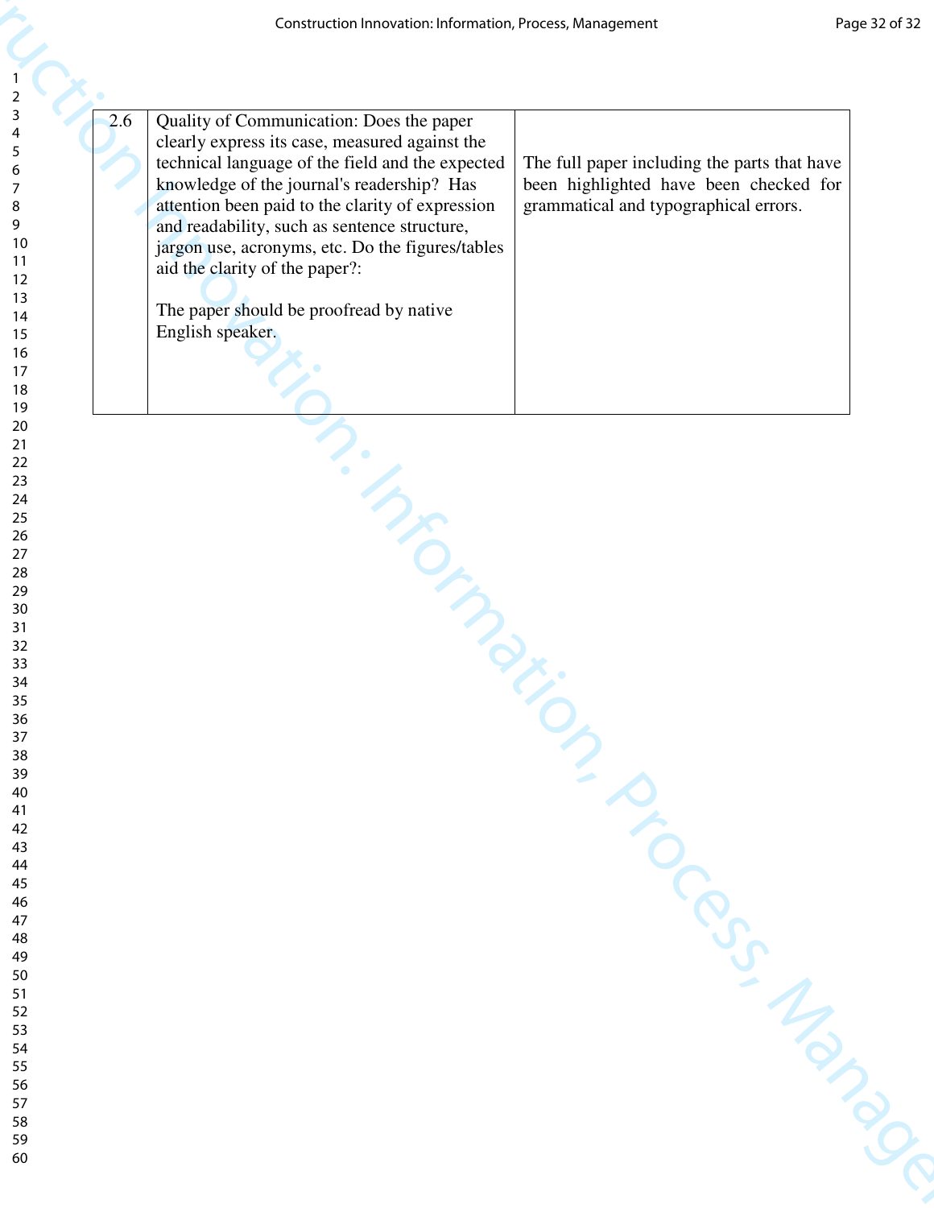| | | |
|---|---|---|
| 2.6 | Quality of Communication: Does the paper clearly express its case, measured against the technical language of the field and the expected knowledge of the journal's readership? Has attention been paid to the clarity of expression and readability, such as sentence structure, jargon use, acronyms, etc. Do the figures/tables aid the clarity of the paper?:<br><br>The paper should be proofread by native English speaker. | The full paper including the parts that have been highlighted have been checked for grammatical and typographical errors. |